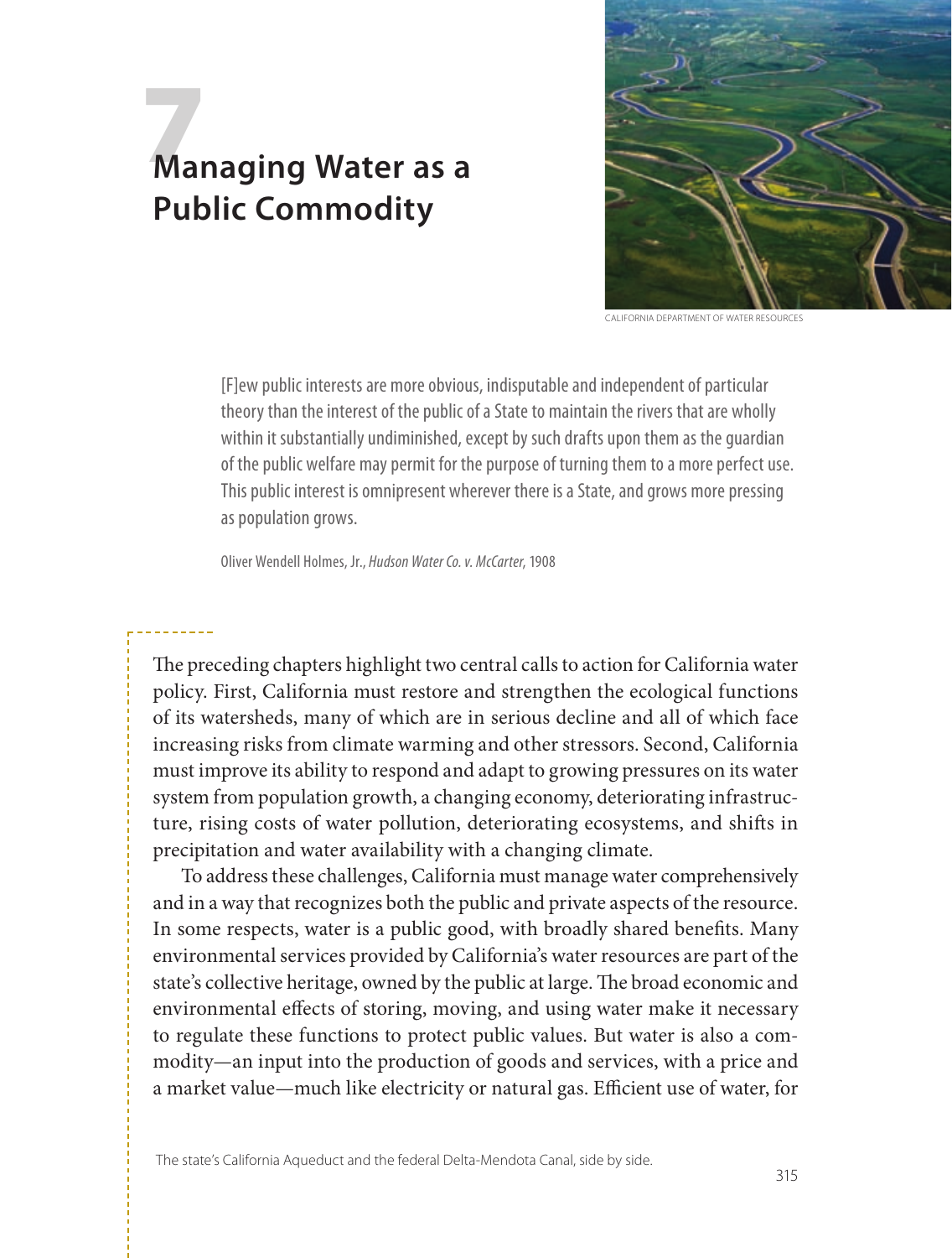# 7 Managing Water as a Public Commodity

CALIFORNIA DEPARTMENT OF WATER RESOURCES

> [F]ew public interests are more obvious, indisputable and independent of particular theory than the interest of the public of a State to maintain the rivers that are wholly within it substantially undiminished, except by such drafts upon them as the guardian of the public welfare may permit for the purpose of turning them to a more perfect use. This public interest is omnipresent wherever there is a State, and grows more pressing as population grows.
>
> Oliver Wendell Holmes, Jr., *Hudson Water Co. v. McCarter*, 1908

The preceding chapters highlight two central calls to action for California water policy. First, California must restore and strengthen the ecological functions of its watersheds, many of which are in serious decline and all of which face increasing risks from climate warming and other stressors. Second, California must improve its ability to respond and adapt to growing pressures on its water system from population growth, a changing economy, deteriorating infrastructure, rising costs of water pollution, deteriorating ecosystems, and shifts in precipitation and water availability with a changing climate.

To address these challenges, California must manage water comprehensively and in a way that recognizes both the public and private aspects of the resource. In some respects, water is a public good, with broadly shared benefits. Many environmental services provided by California's water resources are part of the state's collective heritage, owned by the public at large. The broad economic and environmental effects of storing, moving, and using water make it necessary to regulate these functions to protect public values. But water is also a commodity—an input into the production of goods and services, with a price and a market value—much like electricity or natural gas. Efficient use of water, for

The state's California Aqueduct and the federal Delta-Mendota Canal, side by side.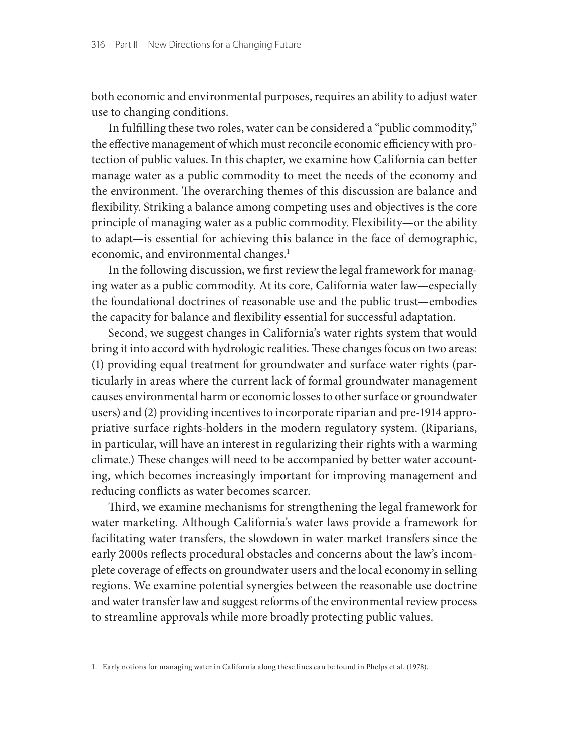both economic and environmental purposes, requires an ability to adjust water use to changing conditions.

In fulfilling these two roles, water can be considered a "public commodity," the effective management of which must reconcile economic efficiency with protection of public values. In this chapter, we examine how California can better manage water as a public commodity to meet the needs of the economy and the environment. The overarching themes of this discussion are balance and flexibility. Striking a balance among competing uses and objectives is the core principle of managing water as a public commodity. Flexibility—or the ability to adapt—is essential for achieving this balance in the face of demographic, economic, and environmental changes.[1]

In the following discussion, we first review the legal framework for managing water as a public commodity. At its core, California water law—especially the foundational doctrines of reasonable use and the public trust—embodies the capacity for balance and flexibility essential for successful adaptation.

Second, we suggest changes in California's water rights system that would bring it into accord with hydrologic realities. These changes focus on two areas: (1) providing equal treatment for groundwater and surface water rights (particularly in areas where the current lack of formal groundwater management causes environmental harm or economic losses to other surface or groundwater users) and (2) providing incentives to incorporate riparian and pre-1914 appropriative surface rights-holders in the modern regulatory system. (Riparians, in particular, will have an interest in regularizing their rights with a warming climate.) These changes will need to be accompanied by better water accounting, which becomes increasingly important for improving management and reducing conflicts as water becomes scarcer.

Third, we examine mechanisms for strengthening the legal framework for water marketing. Although California's water laws provide a framework for facilitating water transfers, the slowdown in water market transfers since the early 2000s reflects procedural obstacles and concerns about the law's incomplete coverage of effects on groundwater users and the local economy in selling regions. We examine potential synergies between the reasonable use doctrine and water transfer law and suggest reforms of the environmental review process to streamline approvals while more broadly protecting public values.

---

1. Early notions for managing water in California along these lines can be found in Phelps et al. (1978).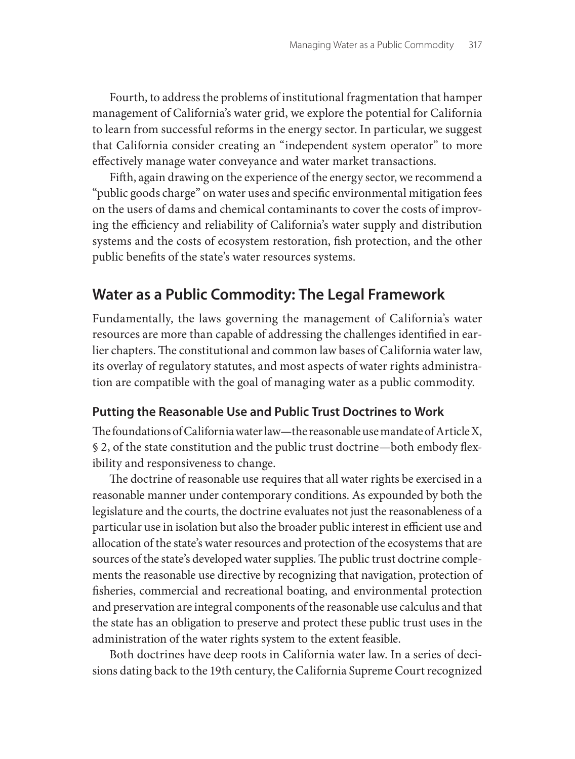Fourth, to address the problems of institutional fragmentation that hamper management of California's water grid, we explore the potential for California to learn from successful reforms in the energy sector. In particular, we suggest that California consider creating an "independent system operator" to more effectively manage water conveyance and water market transactions.

Fifth, again drawing on the experience of the energy sector, we recommend a "public goods charge" on water uses and specific environmental mitigation fees on the users of dams and chemical contaminants to cover the costs of improving the efficiency and reliability of California's water supply and distribution systems and the costs of ecosystem restoration, fish protection, and the other public benefits of the state's water resources systems.

## Water as a Public Commodity: The Legal Framework

Fundamentally, the laws governing the management of California's water resources are more than capable of addressing the challenges identified in earlier chapters. The constitutional and common law bases of California water law, its overlay of regulatory statutes, and most aspects of water rights administration are compatible with the goal of managing water as a public commodity.

### Putting the Reasonable Use and Public Trust Doctrines to Work

The foundations of California water law—the reasonable use mandate of Article X, § 2, of the state constitution and the public trust doctrine—both embody flexibility and responsiveness to change.

The doctrine of reasonable use requires that all water rights be exercised in a reasonable manner under contemporary conditions. As expounded by both the legislature and the courts, the doctrine evaluates not just the reasonableness of a particular use in isolation but also the broader public interest in efficient use and allocation of the state's water resources and protection of the ecosystems that are sources of the state's developed water supplies. The public trust doctrine complements the reasonable use directive by recognizing that navigation, protection of fisheries, commercial and recreational boating, and environmental protection and preservation are integral components of the reasonable use calculus and that the state has an obligation to preserve and protect these public trust uses in the administration of the water rights system to the extent feasible.

Both doctrines have deep roots in California water law. In a series of decisions dating back to the 19th century, the California Supreme Court recognized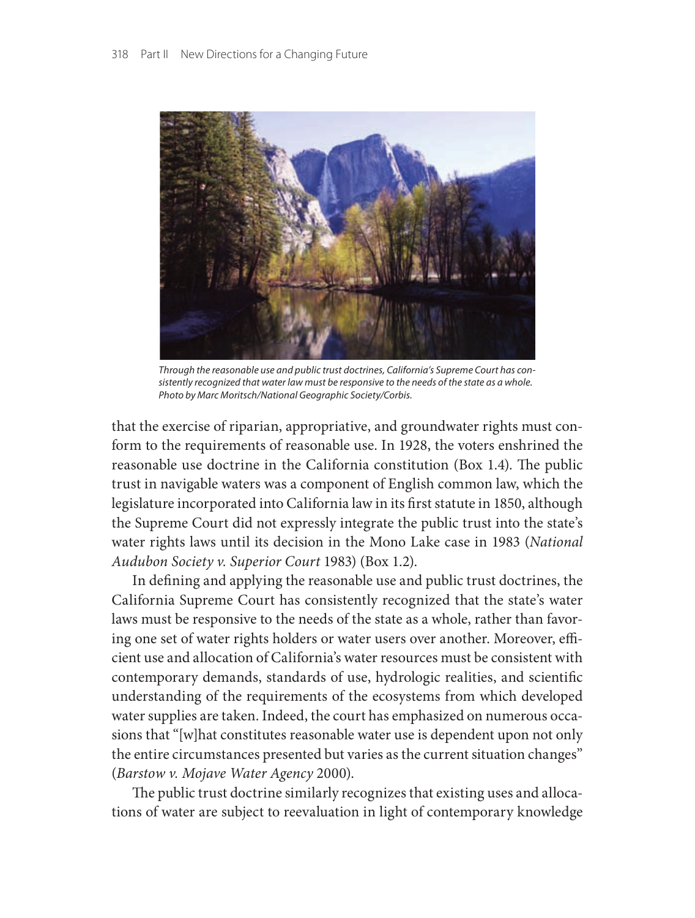*Through the reasonable use and public trust doctrines, California's Supreme Court has consistently recognized that water law must be responsive to the needs of the state as a whole. Photo by Marc Moritsch/National Geographic Society/Corbis.*

that the exercise of riparian, appropriative, and groundwater rights must conform to the requirements of reasonable use. In 1928, the voters enshrined the reasonable use doctrine in the California constitution (Box 1.4). The public trust in navigable waters was a component of English common law, which the legislature incorporated into California law in its first statute in 1850, although the Supreme Court did not expressly integrate the public trust into the state's water rights laws until its decision in the Mono Lake case in 1983 (*National Audubon Society v. Superior Court* 1983) (Box 1.2).

In defining and applying the reasonable use and public trust doctrines, the California Supreme Court has consistently recognized that the state's water laws must be responsive to the needs of the state as a whole, rather than favoring one set of water rights holders or water users over another. Moreover, efficient use and allocation of California's water resources must be consistent with contemporary demands, standards of use, hydrologic realities, and scientific understanding of the requirements of the ecosystems from which developed water supplies are taken. Indeed, the court has emphasized on numerous occasions that "[w]hat constitutes reasonable water use is dependent upon not only the entire circumstances presented but varies as the current situation changes" (*Barstow v. Mojave Water Agency* 2000).

The public trust doctrine similarly recognizes that existing uses and allocations of water are subject to reevaluation in light of contemporary knowledge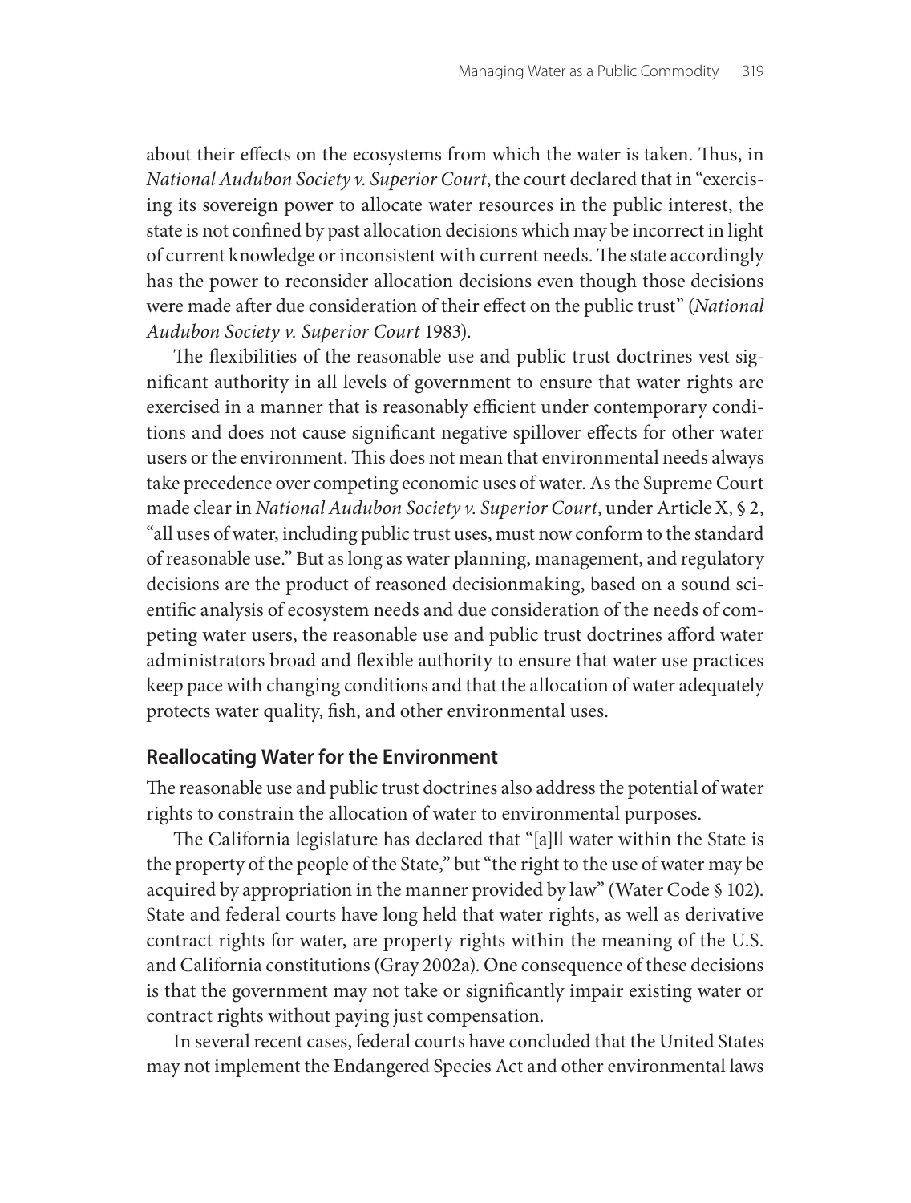about their effects on the ecosystems from which the water is taken. Thus, in *National Audubon Society v. Superior Court*, the court declared that in "exercising its sovereign power to allocate water resources in the public interest, the state is not confined by past allocation decisions which may be incorrect in light of current knowledge or inconsistent with current needs. The state accordingly has the power to reconsider allocation decisions even though those decisions were made after due consideration of their effect on the public trust" (*National Audubon Society v. Superior Court* 1983).

The flexibilities of the reasonable use and public trust doctrines vest significant authority in all levels of government to ensure that water rights are exercised in a manner that is reasonably efficient under contemporary conditions and does not cause significant negative spillover effects for other water users or the environment. This does not mean that environmental needs always take precedence over competing economic uses of water. As the Supreme Court made clear in *National Audubon Society v. Superior Court*, under Article X, § 2, "all uses of water, including public trust uses, must now conform to the standard of reasonable use." But as long as water planning, management, and regulatory decisions are the product of reasoned decisionmaking, based on a sound scientific analysis of ecosystem needs and due consideration of the needs of competing water users, the reasonable use and public trust doctrines afford water administrators broad and flexible authority to ensure that water use practices keep pace with changing conditions and that the allocation of water adequately protects water quality, fish, and other environmental uses.

### Reallocating Water for the Environment

The reasonable use and public trust doctrines also address the potential of water rights to constrain the allocation of water to environmental purposes.

The California legislature has declared that "[a]ll water within the State is the property of the people of the State," but "the right to the use of water may be acquired by appropriation in the manner provided by law" (Water Code § 102). State and federal courts have long held that water rights, as well as derivative contract rights for water, are property rights within the meaning of the U.S. and California constitutions (Gray 2002a). One consequence of these decisions is that the government may not take or significantly impair existing water or contract rights without paying just compensation.

In several recent cases, federal courts have concluded that the United States may not implement the Endangered Species Act and other environmental laws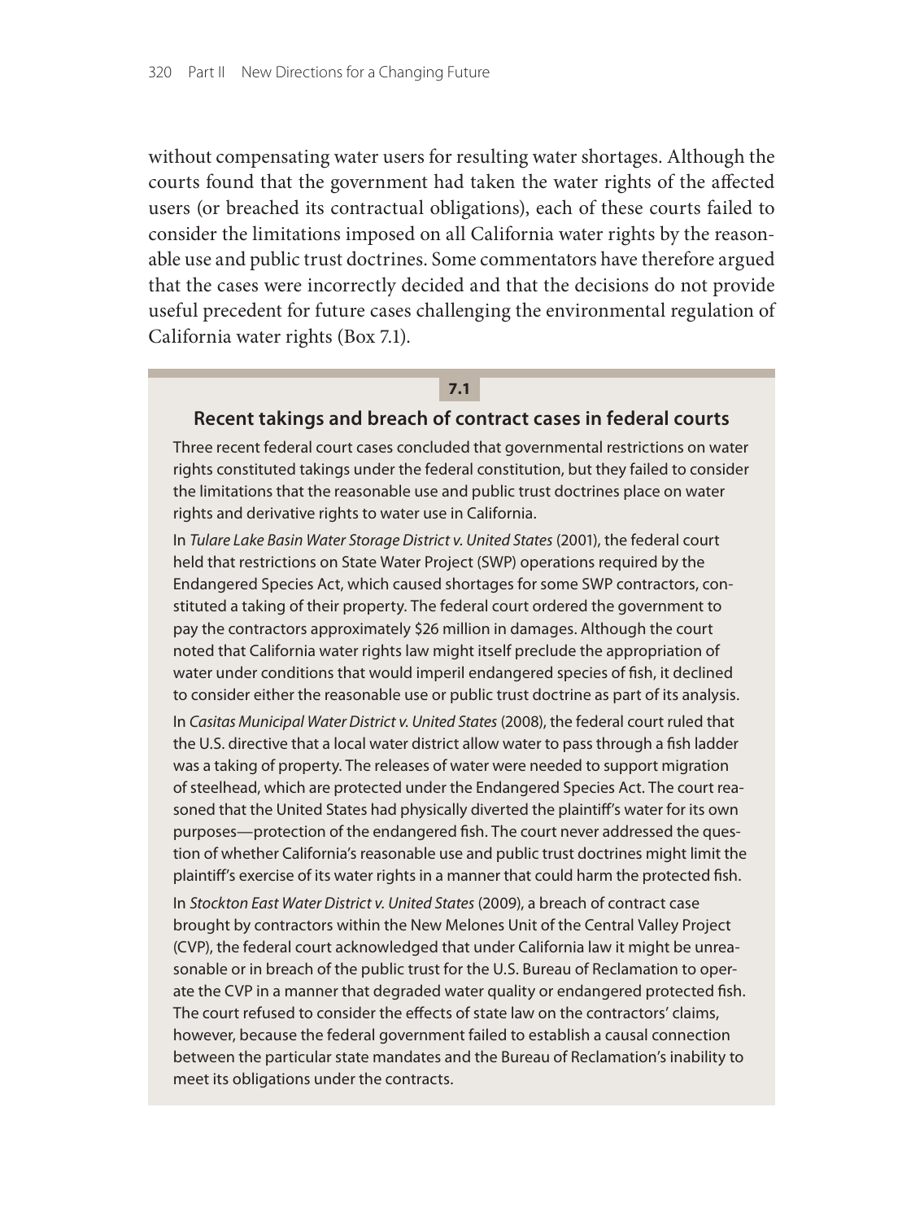without compensating water users for resulting water shortages. Although the courts found that the government had taken the water rights of the affected users (or breached its contractual obligations), each of these courts failed to consider the limitations imposed on all California water rights by the reasonable use and public trust doctrines. Some commentators have therefore argued that the cases were incorrectly decided and that the decisions do not provide useful precedent for future cases challenging the environmental regulation of California water rights (Box 7.1).

**7.1**

### Recent takings and breach of contract cases in federal courts

Three recent federal court cases concluded that governmental restrictions on water rights constituted takings under the federal constitution, but they failed to consider the limitations that the reasonable use and public trust doctrines place on water rights and derivative rights to water use in California.

In *Tulare Lake Basin Water Storage District v. United States* (2001), the federal court held that restrictions on State Water Project (SWP) operations required by the Endangered Species Act, which caused shortages for some SWP contractors, constituted a taking of their property. The federal court ordered the government to pay the contractors approximately $26 million in damages. Although the court noted that California water rights law might itself preclude the appropriation of water under conditions that would imperil endangered species of fish, it declined to consider either the reasonable use or public trust doctrine as part of its analysis.

In *Casitas Municipal Water District v. United States* (2008), the federal court ruled that the U.S. directive that a local water district allow water to pass through a fish ladder was a taking of property. The releases of water were needed to support migration of steelhead, which are protected under the Endangered Species Act. The court reasoned that the United States had physically diverted the plaintiff's water for its own purposes—protection of the endangered fish. The court never addressed the question of whether California's reasonable use and public trust doctrines might limit the plaintiff's exercise of its water rights in a manner that could harm the protected fish.

In *Stockton East Water District v. United States* (2009), a breach of contract case brought by contractors within the New Melones Unit of the Central Valley Project (CVP), the federal court acknowledged that under California law it might be unreasonable or in breach of the public trust for the U.S. Bureau of Reclamation to operate the CVP in a manner that degraded water quality or endangered protected fish. The court refused to consider the effects of state law on the contractors' claims, however, because the federal government failed to establish a causal connection between the particular state mandates and the Bureau of Reclamation's inability to meet its obligations under the contracts.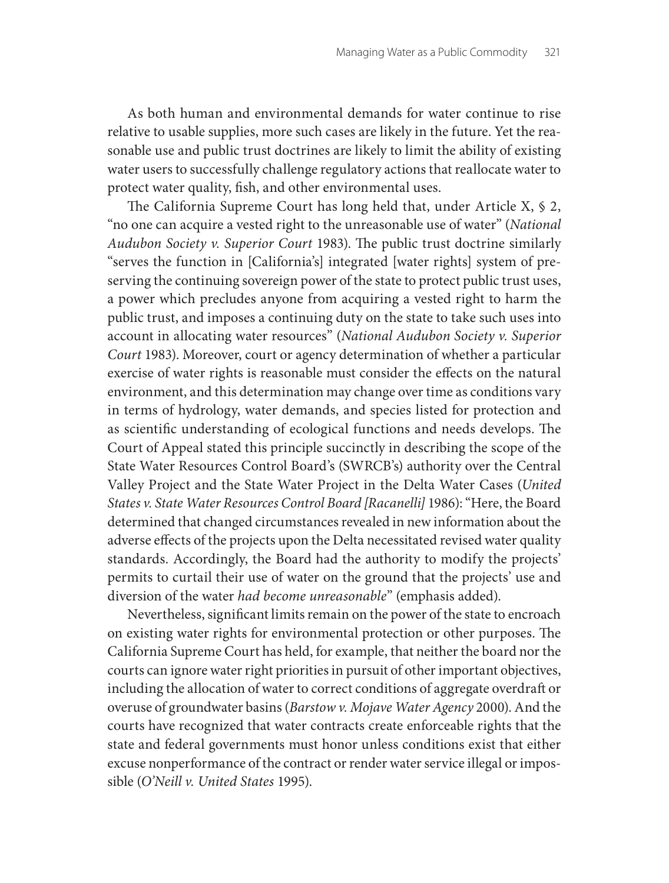As both human and environmental demands for water continue to rise relative to usable supplies, more such cases are likely in the future. Yet the reasonable use and public trust doctrines are likely to limit the ability of existing water users to successfully challenge regulatory actions that reallocate water to protect water quality, fish, and other environmental uses.

The California Supreme Court has long held that, under Article X, § 2, "no one can acquire a vested right to the unreasonable use of water" (*National Audubon Society v. Superior Court* 1983). The public trust doctrine similarly "serves the function in [California's] integrated [water rights] system of preserving the continuing sovereign power of the state to protect public trust uses, a power which precludes anyone from acquiring a vested right to harm the public trust, and imposes a continuing duty on the state to take such uses into account in allocating water resources" (*National Audubon Society v. Superior Court* 1983). Moreover, court or agency determination of whether a particular exercise of water rights is reasonable must consider the effects on the natural environment, and this determination may change over time as conditions vary in terms of hydrology, water demands, and species listed for protection and as scientific understanding of ecological functions and needs develops. The Court of Appeal stated this principle succinctly in describing the scope of the State Water Resources Control Board's (SWRCB's) authority over the Central Valley Project and the State Water Project in the Delta Water Cases (*United States v. State Water Resources Control Board [Racanelli]* 1986): "Here, the Board determined that changed circumstances revealed in new information about the adverse effects of the projects upon the Delta necessitated revised water quality standards. Accordingly, the Board had the authority to modify the projects' permits to curtail their use of water on the ground that the projects' use and diversion of the water *had become unreasonable*" (emphasis added).

Nevertheless, significant limits remain on the power of the state to encroach on existing water rights for environmental protection or other purposes. The California Supreme Court has held, for example, that neither the board nor the courts can ignore water right priorities in pursuit of other important objectives, including the allocation of water to correct conditions of aggregate overdraft or overuse of groundwater basins (*Barstow v. Mojave Water Agency* 2000). And the courts have recognized that water contracts create enforceable rights that the state and federal governments must honor unless conditions exist that either excuse nonperformance of the contract or render water service illegal or impossible (*O'Neill v. United States* 1995).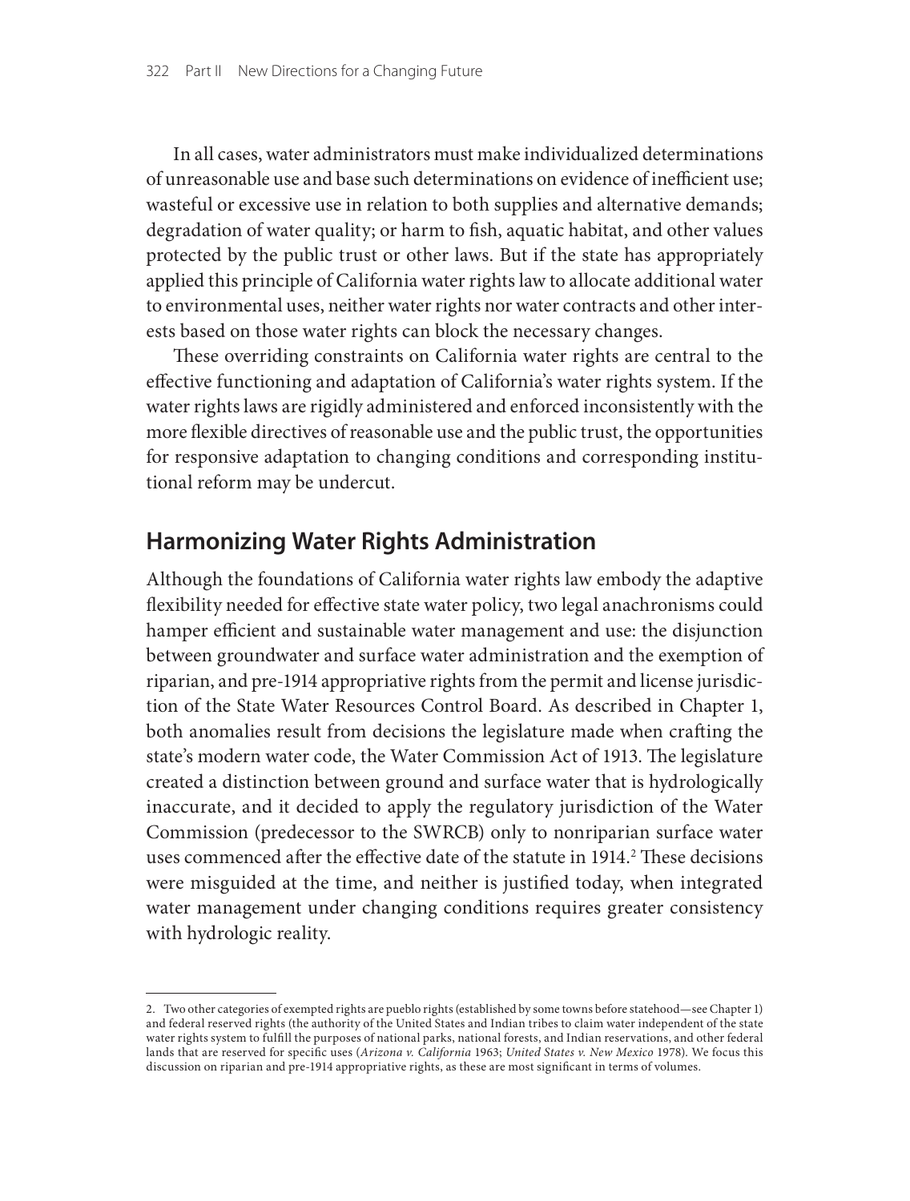In all cases, water administrators must make individualized determinations of unreasonable use and base such determinations on evidence of inefficient use; wasteful or excessive use in relation to both supplies and alternative demands; degradation of water quality; or harm to fish, aquatic habitat, and other values protected by the public trust or other laws. But if the state has appropriately applied this principle of California water rights law to allocate additional water to environmental uses, neither water rights nor water contracts and other interests based on those water rights can block the necessary changes.

These overriding constraints on California water rights are central to the effective functioning and adaptation of California's water rights system. If the water rights laws are rigidly administered and enforced inconsistently with the more flexible directives of reasonable use and the public trust, the opportunities for responsive adaptation to changing conditions and corresponding institutional reform may be undercut.

## Harmonizing Water Rights Administration

Although the foundations of California water rights law embody the adaptive flexibility needed for effective state water policy, two legal anachronisms could hamper efficient and sustainable water management and use: the disjunction between groundwater and surface water administration and the exemption of riparian, and pre-1914 appropriative rights from the permit and license jurisdiction of the State Water Resources Control Board. As described in Chapter 1, both anomalies result from decisions the legislature made when crafting the state's modern water code, the Water Commission Act of 1913. The legislature created a distinction between ground and surface water that is hydrologically inaccurate, and it decided to apply the regulatory jurisdiction of the Water Commission (predecessor to the SWRCB) only to nonriparian surface water uses commenced after the effective date of the statute in 1914.[2] These decisions were misguided at the time, and neither is justified today, when integrated water management under changing conditions requires greater consistency with hydrologic reality.

---

2. Two other categories of exempted rights are pueblo rights (established by some towns before statehood—see Chapter 1) and federal reserved rights (the authority of the United States and Indian tribes to claim water independent of the state water rights system to fulfill the purposes of national parks, national forests, and Indian reservations, and other federal lands that are reserved for specific uses (*Arizona v. California* 1963; *United States v. New Mexico* 1978). We focus this discussion on riparian and pre-1914 appropriative rights, as these are most significant in terms of volumes.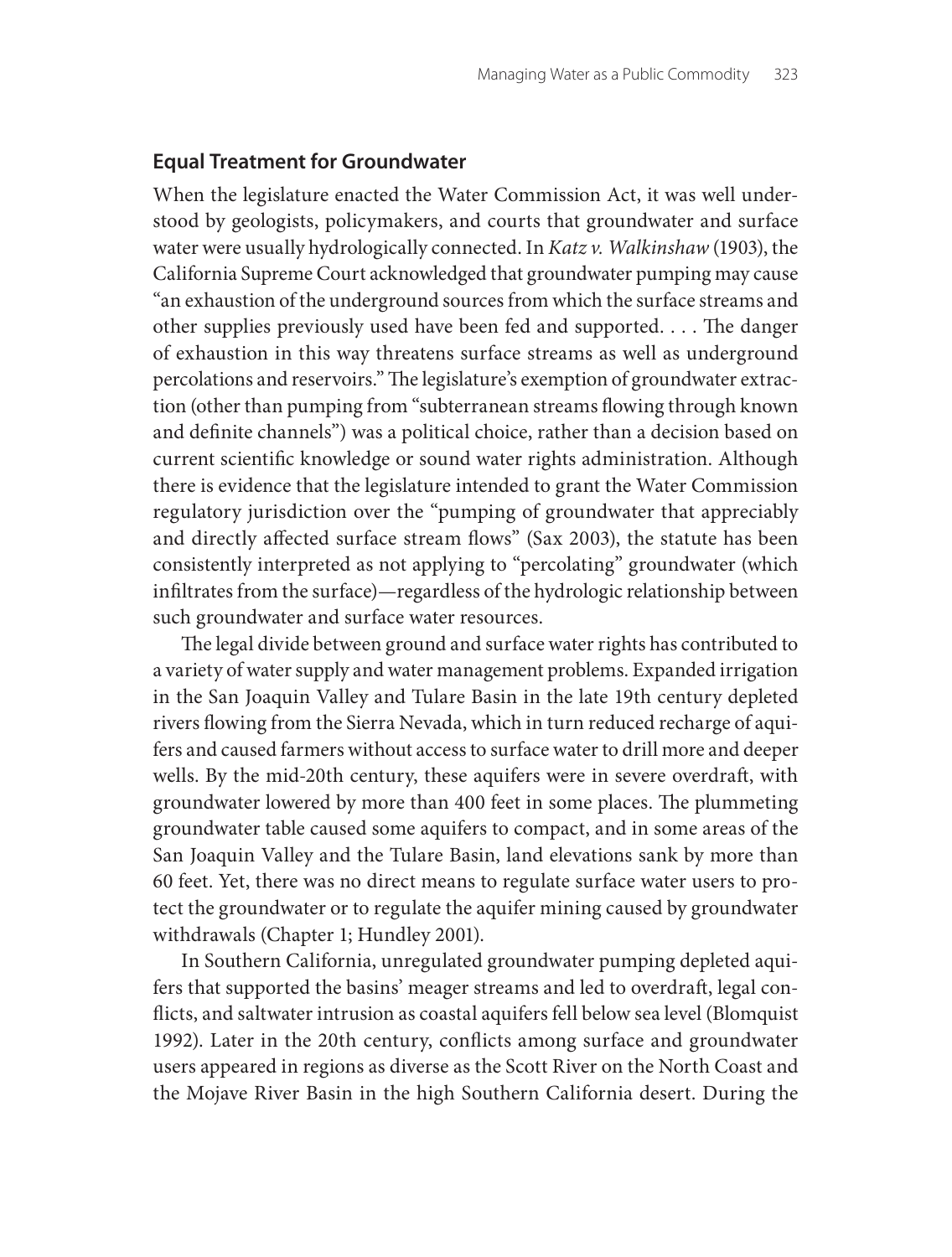## Equal Treatment for Groundwater

When the legislature enacted the Water Commission Act, it was well understood by geologists, policymakers, and courts that groundwater and surface water were usually hydrologically connected. In *Katz v. Walkinshaw* (1903), the California Supreme Court acknowledged that groundwater pumping may cause "an exhaustion of the underground sources from which the surface streams and other supplies previously used have been fed and supported. . . . The danger of exhaustion in this way threatens surface streams as well as underground percolations and reservoirs." The legislature's exemption of groundwater extraction (other than pumping from "subterranean streams flowing through known and definite channels") was a political choice, rather than a decision based on current scientific knowledge or sound water rights administration. Although there is evidence that the legislature intended to grant the Water Commission regulatory jurisdiction over the "pumping of groundwater that appreciably and directly affected surface stream flows" (Sax 2003), the statute has been consistently interpreted as not applying to "percolating" groundwater (which infiltrates from the surface)—regardless of the hydrologic relationship between such groundwater and surface water resources.

The legal divide between ground and surface water rights has contributed to a variety of water supply and water management problems. Expanded irrigation in the San Joaquin Valley and Tulare Basin in the late 19th century depleted rivers flowing from the Sierra Nevada, which in turn reduced recharge of aquifers and caused farmers without access to surface water to drill more and deeper wells. By the mid-20th century, these aquifers were in severe overdraft, with groundwater lowered by more than 400 feet in some places. The plummeting groundwater table caused some aquifers to compact, and in some areas of the San Joaquin Valley and the Tulare Basin, land elevations sank by more than 60 feet. Yet, there was no direct means to regulate surface water users to protect the groundwater or to regulate the aquifer mining caused by groundwater withdrawals (Chapter 1; Hundley 2001).

In Southern California, unregulated groundwater pumping depleted aquifers that supported the basins' meager streams and led to overdraft, legal conflicts, and saltwater intrusion as coastal aquifers fell below sea level (Blomquist 1992). Later in the 20th century, conflicts among surface and groundwater users appeared in regions as diverse as the Scott River on the North Coast and the Mojave River Basin in the high Southern California desert. During the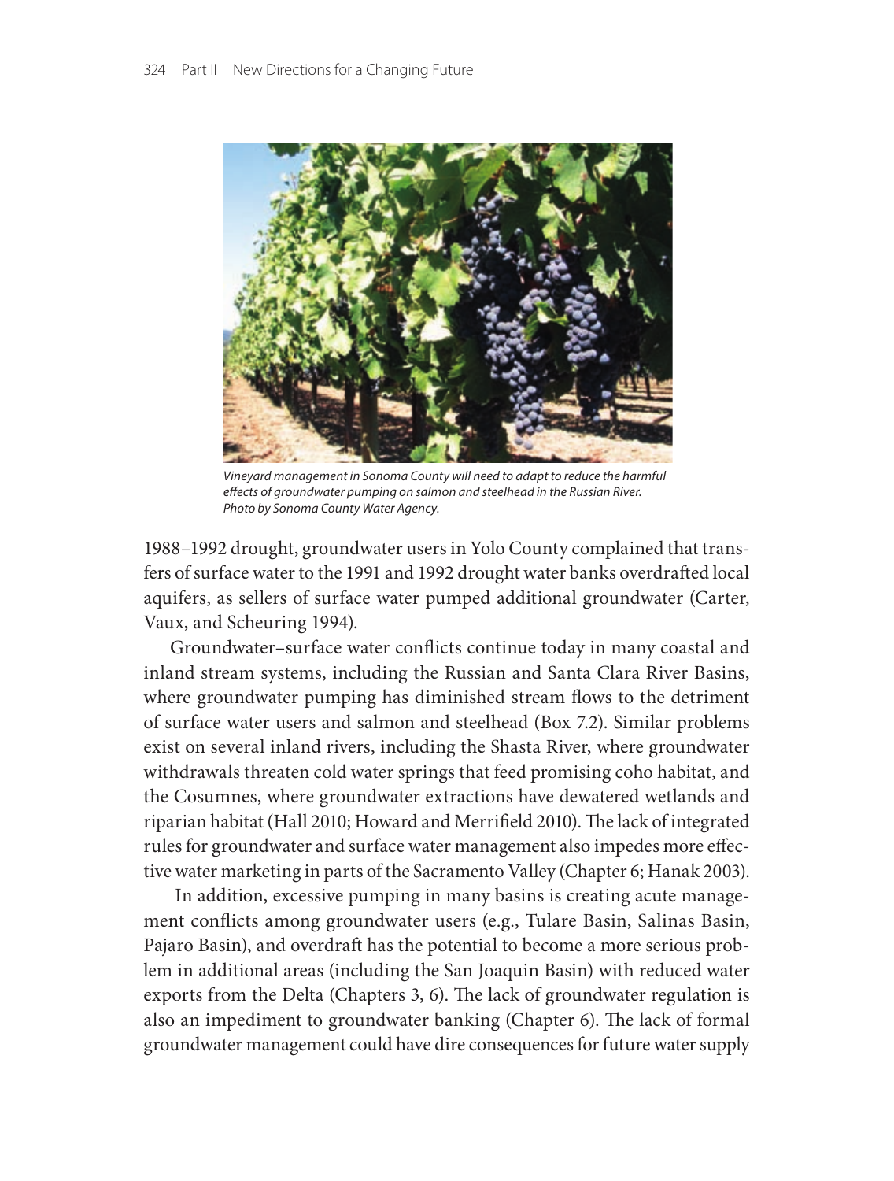*Vineyard management in Sonoma County will need to adapt to reduce the harmful effects of groundwater pumping on salmon and steelhead in the Russian River. Photo by Sonoma County Water Agency.*

1988–1992 drought, groundwater users in Yolo County complained that transfers of surface water to the 1991 and 1992 drought water banks overdrafted local aquifers, as sellers of surface water pumped additional groundwater (Carter, Vaux, and Scheuring 1994).

Groundwater–surface water conflicts continue today in many coastal and inland stream systems, including the Russian and Santa Clara River Basins, where groundwater pumping has diminished stream flows to the detriment of surface water users and salmon and steelhead (Box 7.2). Similar problems exist on several inland rivers, including the Shasta River, where groundwater withdrawals threaten cold water springs that feed promising coho habitat, and the Cosumnes, where groundwater extractions have dewatered wetlands and riparian habitat (Hall 2010; Howard and Merrifield 2010). The lack of integrated rules for groundwater and surface water management also impedes more effective water marketing in parts of the Sacramento Valley (Chapter 6; Hanak 2003).

In addition, excessive pumping in many basins is creating acute management conflicts among groundwater users (e.g., Tulare Basin, Salinas Basin, Pajaro Basin), and overdraft has the potential to become a more serious problem in additional areas (including the San Joaquin Basin) with reduced water exports from the Delta (Chapters 3, 6). The lack of groundwater regulation is also an impediment to groundwater banking (Chapter 6). The lack of formal groundwater management could have dire consequences for future water supply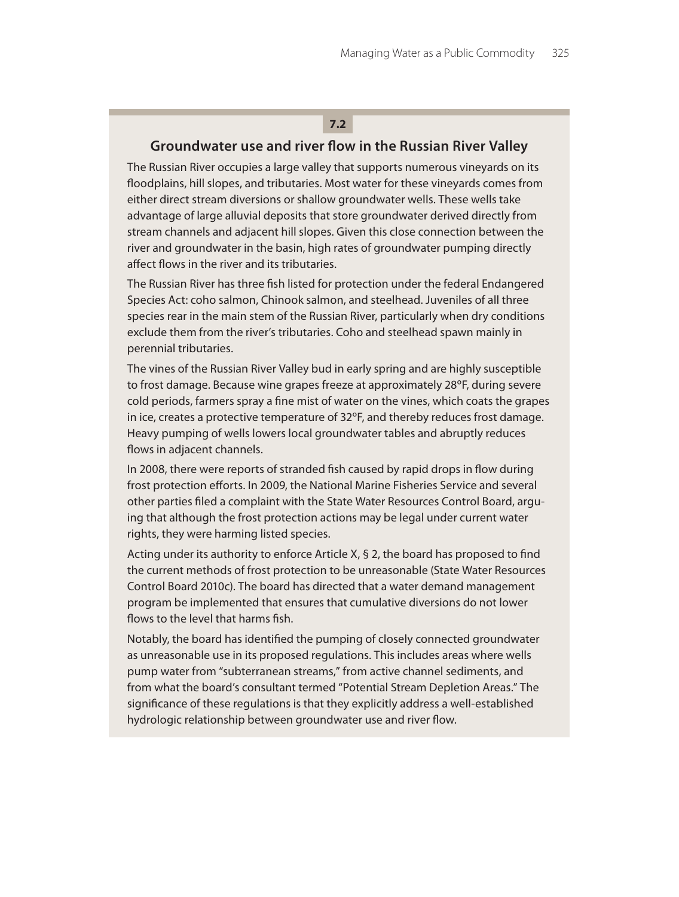**7.2**

## Groundwater use and river flow in the Russian River Valley

The Russian River occupies a large valley that supports numerous vineyards on its floodplains, hill slopes, and tributaries. Most water for these vineyards comes from either direct stream diversions or shallow groundwater wells. These wells take advantage of large alluvial deposits that store groundwater derived directly from stream channels and adjacent hill slopes. Given this close connection between the river and groundwater in the basin, high rates of groundwater pumping directly affect flows in the river and its tributaries.

The Russian River has three fish listed for protection under the federal Endangered Species Act: coho salmon, Chinook salmon, and steelhead. Juveniles of all three species rear in the main stem of the Russian River, particularly when dry conditions exclude them from the river's tributaries. Coho and steelhead spawn mainly in perennial tributaries.

The vines of the Russian River Valley bud in early spring and are highly susceptible to frost damage. Because wine grapes freeze at approximately 28°F, during severe cold periods, farmers spray a fine mist of water on the vines, which coats the grapes in ice, creates a protective temperature of 32°F, and thereby reduces frost damage. Heavy pumping of wells lowers local groundwater tables and abruptly reduces flows in adjacent channels.

In 2008, there were reports of stranded fish caused by rapid drops in flow during frost protection efforts. In 2009, the National Marine Fisheries Service and several other parties filed a complaint with the State Water Resources Control Board, arguing that although the frost protection actions may be legal under current water rights, they were harming listed species.

Acting under its authority to enforce Article X, § 2, the board has proposed to find the current methods of frost protection to be unreasonable (State Water Resources Control Board 2010c). The board has directed that a water demand management program be implemented that ensures that cumulative diversions do not lower flows to the level that harms fish.

Notably, the board has identified the pumping of closely connected groundwater as unreasonable use in its proposed regulations. This includes areas where wells pump water from "subterranean streams," from active channel sediments, and from what the board's consultant termed "Potential Stream Depletion Areas." The significance of these regulations is that they explicitly address a well-established hydrologic relationship between groundwater use and river flow.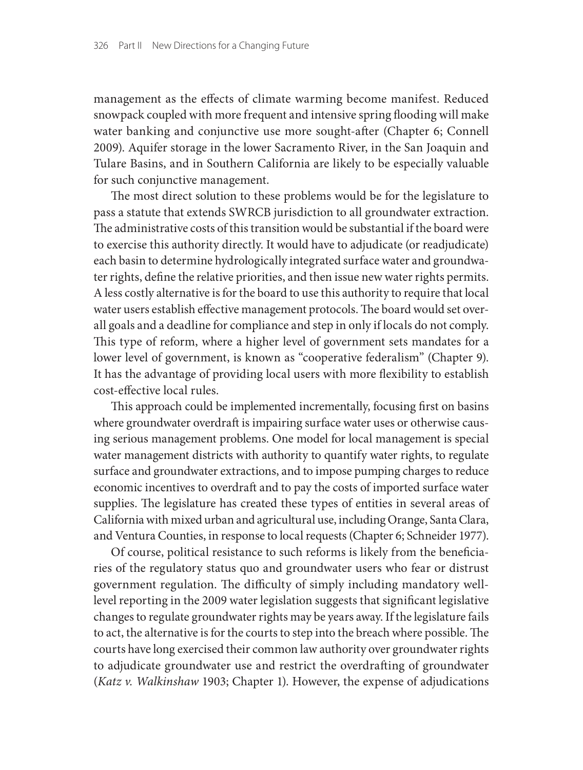management as the effects of climate warming become manifest. Reduced snowpack coupled with more frequent and intensive spring flooding will make water banking and conjunctive use more sought-after (Chapter 6; Connell 2009). Aquifer storage in the lower Sacramento River, in the San Joaquin and Tulare Basins, and in Southern California are likely to be especially valuable for such conjunctive management.

The most direct solution to these problems would be for the legislature to pass a statute that extends SWRCB jurisdiction to all groundwater extraction. The administrative costs of this transition would be substantial if the board were to exercise this authority directly. It would have to adjudicate (or readjudicate) each basin to determine hydrologically integrated surface water and groundwater rights, define the relative priorities, and then issue new water rights permits. A less costly alternative is for the board to use this authority to require that local water users establish effective management protocols. The board would set overall goals and a deadline for compliance and step in only if locals do not comply. This type of reform, where a higher level of government sets mandates for a lower level of government, is known as "cooperative federalism" (Chapter 9). It has the advantage of providing local users with more flexibility to establish cost-effective local rules.

This approach could be implemented incrementally, focusing first on basins where groundwater overdraft is impairing surface water uses or otherwise causing serious management problems. One model for local management is special water management districts with authority to quantify water rights, to regulate surface and groundwater extractions, and to impose pumping charges to reduce economic incentives to overdraft and to pay the costs of imported surface water supplies. The legislature has created these types of entities in several areas of California with mixed urban and agricultural use, including Orange, Santa Clara, and Ventura Counties, in response to local requests (Chapter 6; Schneider 1977).

Of course, political resistance to such reforms is likely from the beneficiaries of the regulatory status quo and groundwater users who fear or distrust government regulation. The difficulty of simply including mandatory well-level reporting in the 2009 water legislation suggests that significant legislative changes to regulate groundwater rights may be years away. If the legislature fails to act, the alternative is for the courts to step into the breach where possible. The courts have long exercised their common law authority over groundwater rights to adjudicate groundwater use and restrict the overdrafting of groundwater (*Katz v. Walkinshaw* 1903; Chapter 1). However, the expense of adjudications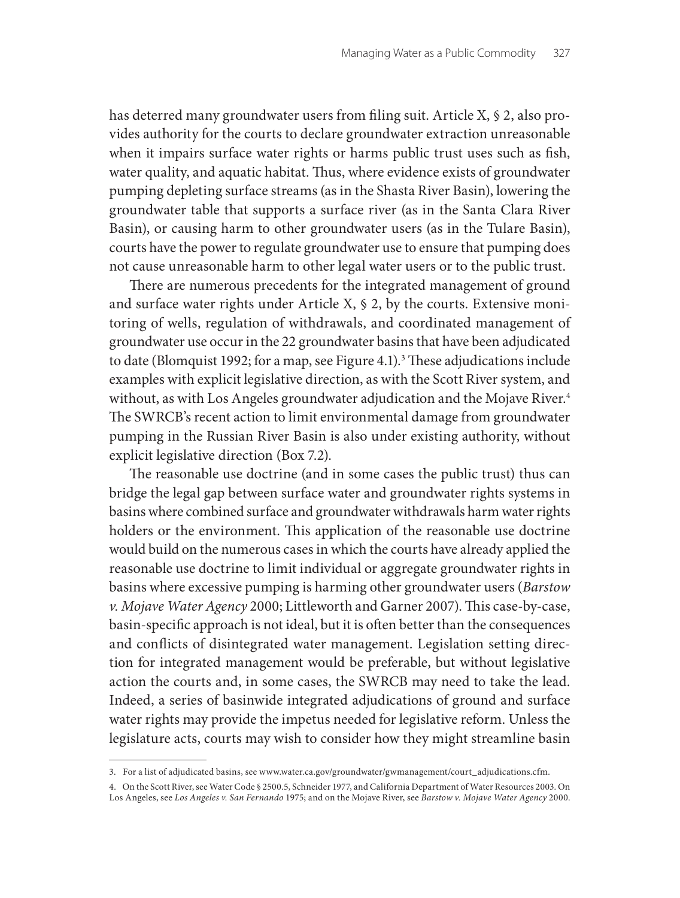has deterred many groundwater users from filing suit. Article X, § 2, also provides authority for the courts to declare groundwater extraction unreasonable when it impairs surface water rights or harms public trust uses such as fish, water quality, and aquatic habitat. Thus, where evidence exists of groundwater pumping depleting surface streams (as in the Shasta River Basin), lowering the groundwater table that supports a surface river (as in the Santa Clara River Basin), or causing harm to other groundwater users (as in the Tulare Basin), courts have the power to regulate groundwater use to ensure that pumping does not cause unreasonable harm to other legal water users or to the public trust.

There are numerous precedents for the integrated management of ground and surface water rights under Article X, § 2, by the courts. Extensive monitoring of wells, regulation of withdrawals, and coordinated management of groundwater use occur in the 22 groundwater basins that have been adjudicated to date (Blomquist 1992; for a map, see Figure 4.1).[3] These adjudications include examples with explicit legislative direction, as with the Scott River system, and without, as with Los Angeles groundwater adjudication and the Mojave River.[4] The SWRCB's recent action to limit environmental damage from groundwater pumping in the Russian River Basin is also under existing authority, without explicit legislative direction (Box 7.2).

The reasonable use doctrine (and in some cases the public trust) thus can bridge the legal gap between surface water and groundwater rights systems in basins where combined surface and groundwater withdrawals harm water rights holders or the environment. This application of the reasonable use doctrine would build on the numerous cases in which the courts have already applied the reasonable use doctrine to limit individual or aggregate groundwater rights in basins where excessive pumping is harming other groundwater users (*Barstow v. Mojave Water Agency* 2000; Littleworth and Garner 2007). This case-by-case, basin-specific approach is not ideal, but it is often better than the consequences and conflicts of disintegrated water management. Legislation setting direction for integrated management would be preferable, but without legislative action the courts and, in some cases, the SWRCB may need to take the lead. Indeed, a series of basinwide integrated adjudications of ground and surface water rights may provide the impetus needed for legislative reform. Unless the legislature acts, courts may wish to consider how they might streamline basin

---

3. For a list of adjudicated basins, see www.water.ca.gov/groundwater/gwmanagement/court_adjudications.cfm.

4. On the Scott River, see Water Code § 2500.5, Schneider 1977, and California Department of Water Resources 2003. On Los Angeles, see *Los Angeles v. San Fernando* 1975; and on the Mojave River, see *Barstow v. Mojave Water Agency* 2000.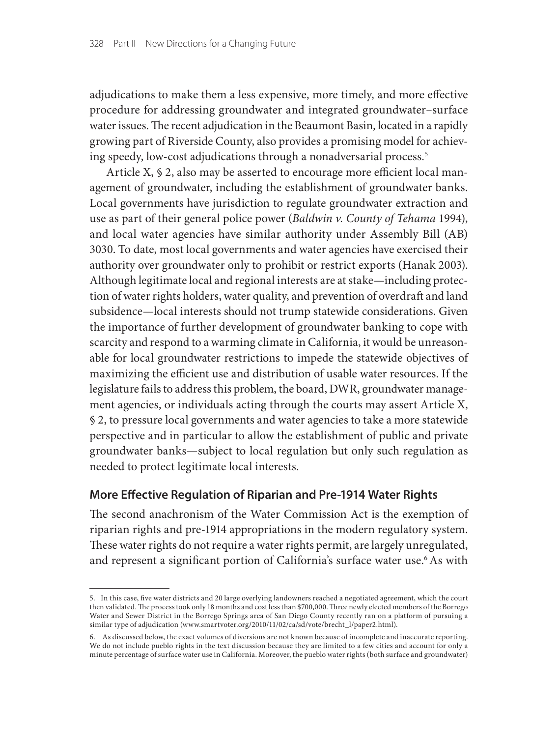adjudications to make them a less expensive, more timely, and more effective procedure for addressing groundwater and integrated groundwater–surface water issues. The recent adjudication in the Beaumont Basin, located in a rapidly growing part of Riverside County, also provides a promising model for achieving speedy, low-cost adjudications through a nonadversarial process.[5]

Article X, § 2, also may be asserted to encourage more efficient local management of groundwater, including the establishment of groundwater banks. Local governments have jurisdiction to regulate groundwater extraction and use as part of their general police power (*Baldwin v. County of Tehama* 1994), and local water agencies have similar authority under Assembly Bill (AB) 3030. To date, most local governments and water agencies have exercised their authority over groundwater only to prohibit or restrict exports (Hanak 2003). Although legitimate local and regional interests are at stake—including protection of water rights holders, water quality, and prevention of overdraft and land subsidence—local interests should not trump statewide considerations. Given the importance of further development of groundwater banking to cope with scarcity and respond to a warming climate in California, it would be unreasonable for local groundwater restrictions to impede the statewide objectives of maximizing the efficient use and distribution of usable water resources. If the legislature fails to address this problem, the board, DWR, groundwater management agencies, or individuals acting through the courts may assert Article X, § 2, to pressure local governments and water agencies to take a more statewide perspective and in particular to allow the establishment of public and private groundwater banks—subject to local regulation but only such regulation as needed to protect legitimate local interests.

## More Effective Regulation of Riparian and Pre-1914 Water Rights

The second anachronism of the Water Commission Act is the exemption of riparian rights and pre-1914 appropriations in the modern regulatory system. These water rights do not require a water rights permit, are largely unregulated, and represent a significant portion of California's surface water use.[6] As with

---

5. In this case, five water districts and 20 large overlying landowners reached a negotiated agreement, which the court then validated. The process took only 18 months and cost less than $700,000. Three newly elected members of the Borrego Water and Sewer District in the Borrego Springs area of San Diego County recently ran on a platform of pursuing a similar type of adjudication (www.smartvoter.org/2010/11/02/ca/sd/vote/brecht_l/paper2.html).

6. As discussed below, the exact volumes of diversions are not known because of incomplete and inaccurate reporting. We do not include pueblo rights in the text discussion because they are limited to a few cities and account for only a minute percentage of surface water use in California. Moreover, the pueblo water rights (both surface and groundwater)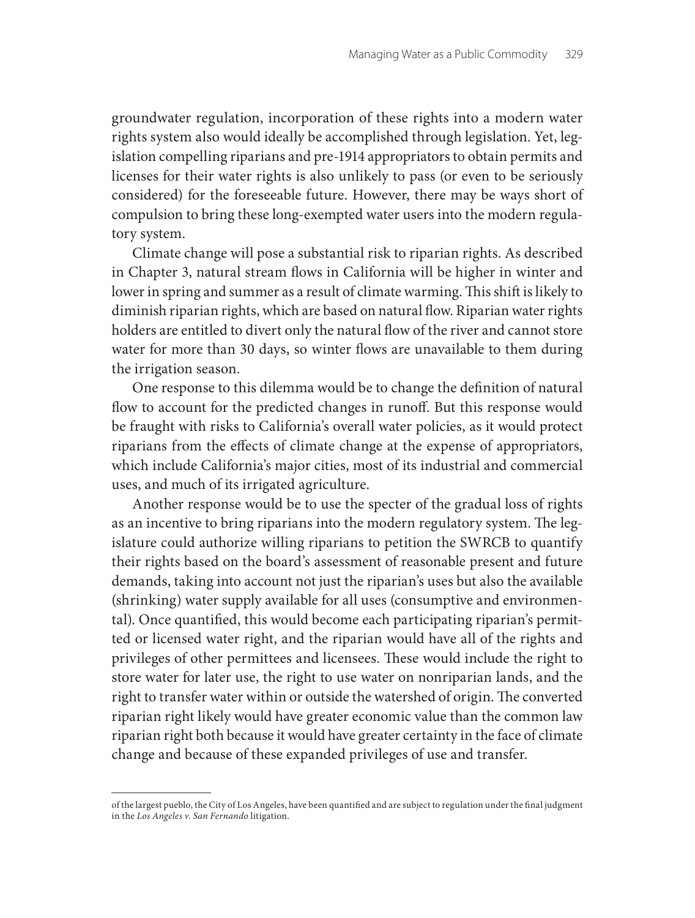groundwater regulation, incorporation of these rights into a modern water rights system also would ideally be accomplished through legislation. Yet, legislation compelling riparians and pre-1914 appropriators to obtain permits and licenses for their water rights is also unlikely to pass (or even to be seriously considered) for the foreseeable future. However, there may be ways short of compulsion to bring these long-exempted water users into the modern regulatory system.

Climate change will pose a substantial risk to riparian rights. As described in Chapter 3, natural stream flows in California will be higher in winter and lower in spring and summer as a result of climate warming. This shift is likely to diminish riparian rights, which are based on natural flow. Riparian water rights holders are entitled to divert only the natural flow of the river and cannot store water for more than 30 days, so winter flows are unavailable to them during the irrigation season.

One response to this dilemma would be to change the definition of natural flow to account for the predicted changes in runoff. But this response would be fraught with risks to California's overall water policies, as it would protect riparians from the effects of climate change at the expense of appropriators, which include California's major cities, most of its industrial and commercial uses, and much of its irrigated agriculture.

Another response would be to use the specter of the gradual loss of rights as an incentive to bring riparians into the modern regulatory system. The legislature could authorize willing riparians to petition the SWRCB to quantify their rights based on the board's assessment of reasonable present and future demands, taking into account not just the riparian's uses but also the available (shrinking) water supply available for all uses (consumptive and environmental). Once quantified, this would become each participating riparian's permitted or licensed water right, and the riparian would have all of the rights and privileges of other permittees and licensees. These would include the right to store water for later use, the right to use water on nonriparian lands, and the right to transfer water within or outside the watershed of origin. The converted riparian right likely would have greater economic value than the common law riparian right both because it would have greater certainty in the face of climate change and because of these expanded privileges of use and transfer.

---

of the largest pueblo, the City of Los Angeles, have been quantified and are subject to regulation under the final judgment in the *Los Angeles v. San Fernando* litigation.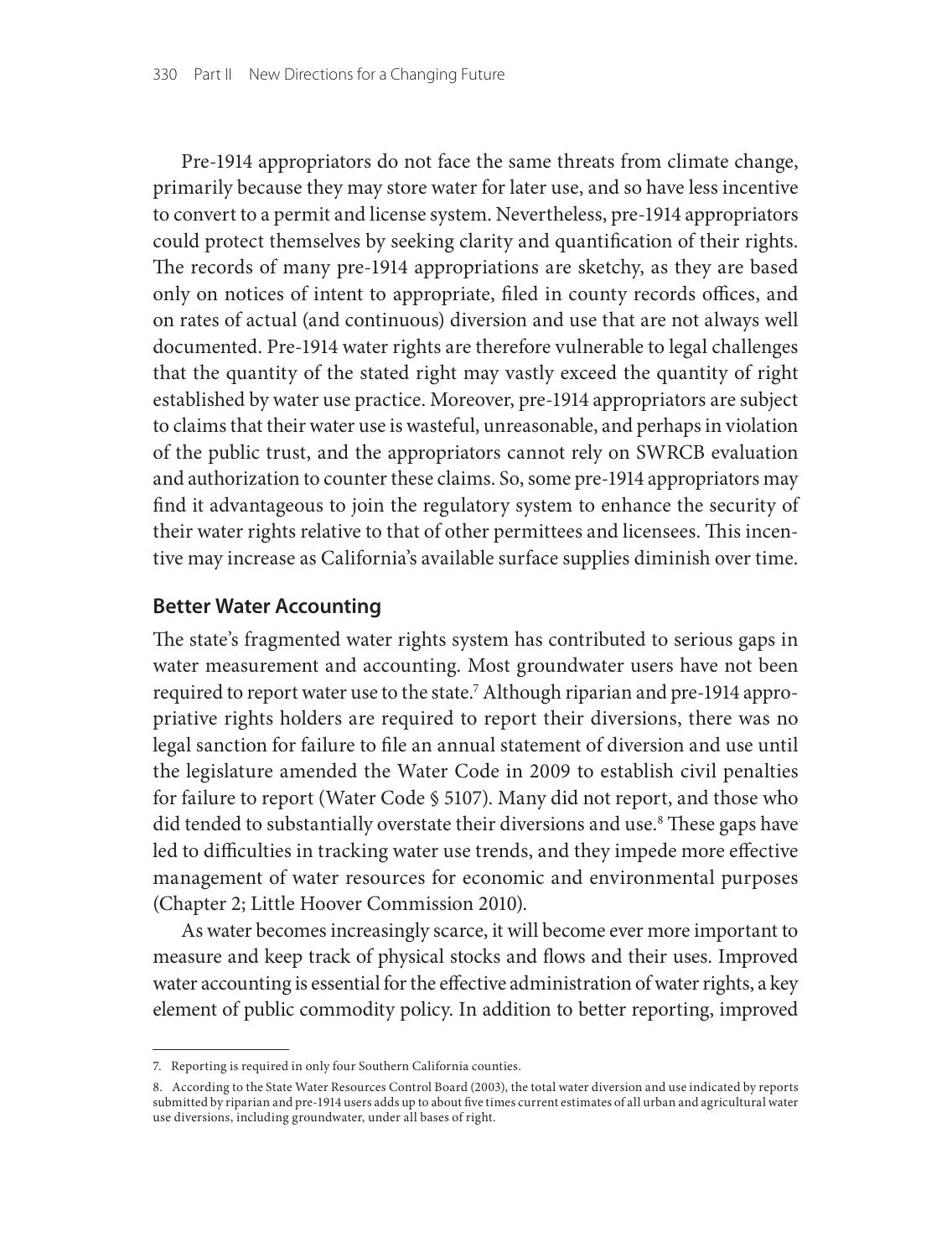Pre-1914 appropriators do not face the same threats from climate change, primarily because they may store water for later use, and so have less incentive to convert to a permit and license system. Nevertheless, pre-1914 appropriators could protect themselves by seeking clarity and quantification of their rights. The records of many pre-1914 appropriations are sketchy, as they are based only on notices of intent to appropriate, filed in county records offices, and on rates of actual (and continuous) diversion and use that are not always well documented. Pre-1914 water rights are therefore vulnerable to legal challenges that the quantity of the stated right may vastly exceed the quantity of right established by water use practice. Moreover, pre-1914 appropriators are subject to claims that their water use is wasteful, unreasonable, and perhaps in violation of the public trust, and the appropriators cannot rely on SWRCB evaluation and authorization to counter these claims. So, some pre-1914 appropriators may find it advantageous to join the regulatory system to enhance the security of their water rights relative to that of other permittees and licensees. This incentive may increase as California's available surface supplies diminish over time.

## Better Water Accounting

The state's fragmented water rights system has contributed to serious gaps in water measurement and accounting. Most groundwater users have not been required to report water use to the state.[7] Although riparian and pre-1914 appropriative rights holders are required to report their diversions, there was no legal sanction for failure to file an annual statement of diversion and use until the legislature amended the Water Code in 2009 to establish civil penalties for failure to report (Water Code § 5107). Many did not report, and those who did tended to substantially overstate their diversions and use.[8] These gaps have led to difficulties in tracking water use trends, and they impede more effective management of water resources for economic and environmental purposes (Chapter 2; Little Hoover Commission 2010).

As water becomes increasingly scarce, it will become ever more important to measure and keep track of physical stocks and flows and their uses. Improved water accounting is essential for the effective administration of water rights, a key element of public commodity policy. In addition to better reporting, improved

7. Reporting is required in only four Southern California counties.

8. According to the State Water Resources Control Board (2003), the total water diversion and use indicated by reports submitted by riparian and pre-1914 users adds up to about five times current estimates of all urban and agricultural water use diversions, including groundwater, under all bases of right.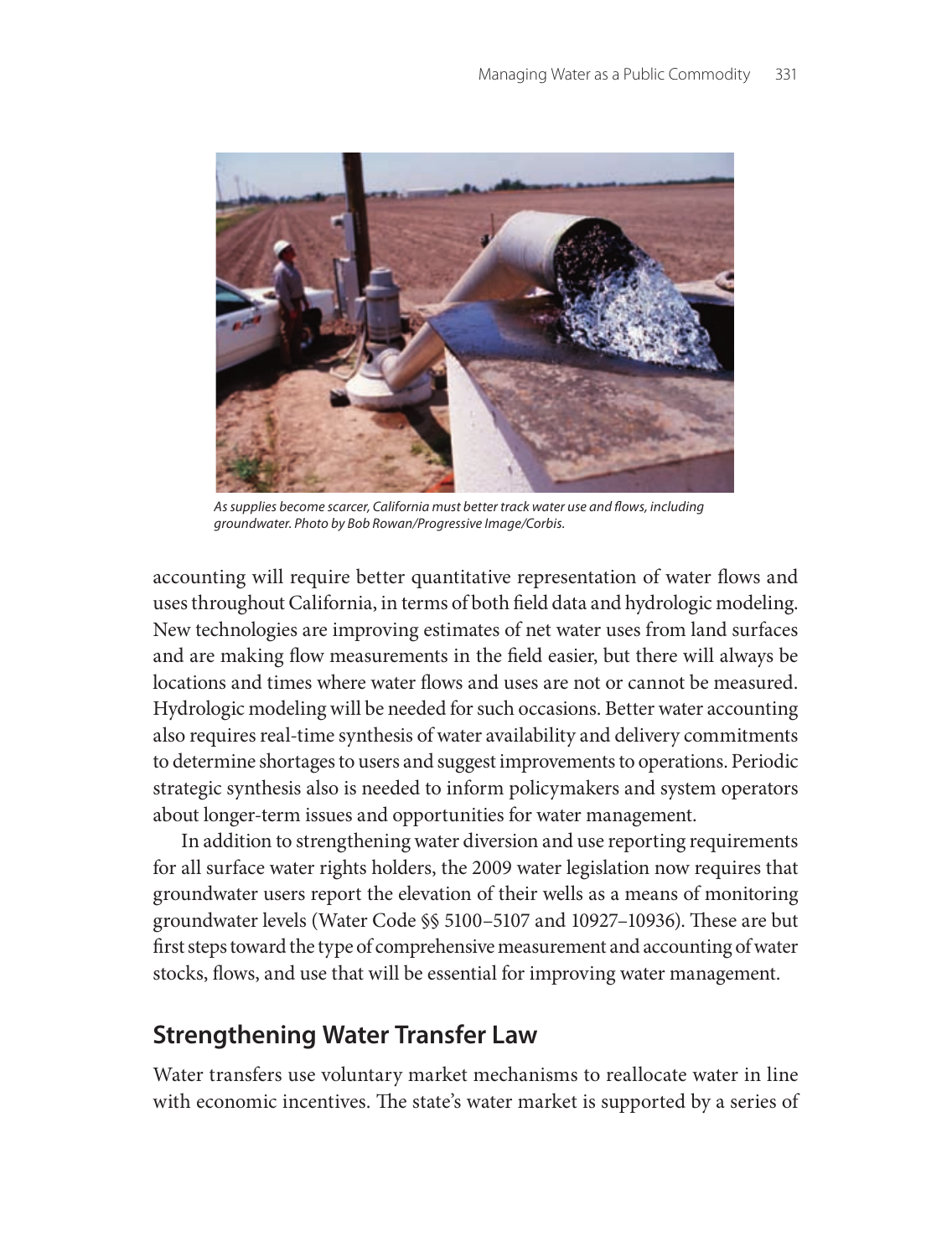*As supplies become scarcer, California must better track water use and flows, including groundwater. Photo by Bob Rowan/Progressive Image/Corbis.*

accounting will require better quantitative representation of water flows and uses throughout California, in terms of both field data and hydrologic modeling. New technologies are improving estimates of net water uses from land surfaces and are making flow measurements in the field easier, but there will always be locations and times where water flows and uses are not or cannot be measured. Hydrologic modeling will be needed for such occasions. Better water accounting also requires real-time synthesis of water availability and delivery commitments to determine shortages to users and suggest improvements to operations. Periodic strategic synthesis also is needed to inform policymakers and system operators about longer-term issues and opportunities for water management.

In addition to strengthening water diversion and use reporting requirements for all surface water rights holders, the 2009 water legislation now requires that groundwater users report the elevation of their wells as a means of monitoring groundwater levels (Water Code §§ 5100–5107 and 10927–10936). These are but first steps toward the type of comprehensive measurement and accounting of water stocks, flows, and use that will be essential for improving water management.

## Strengthening Water Transfer Law

Water transfers use voluntary market mechanisms to reallocate water in line with economic incentives. The state's water market is supported by a series of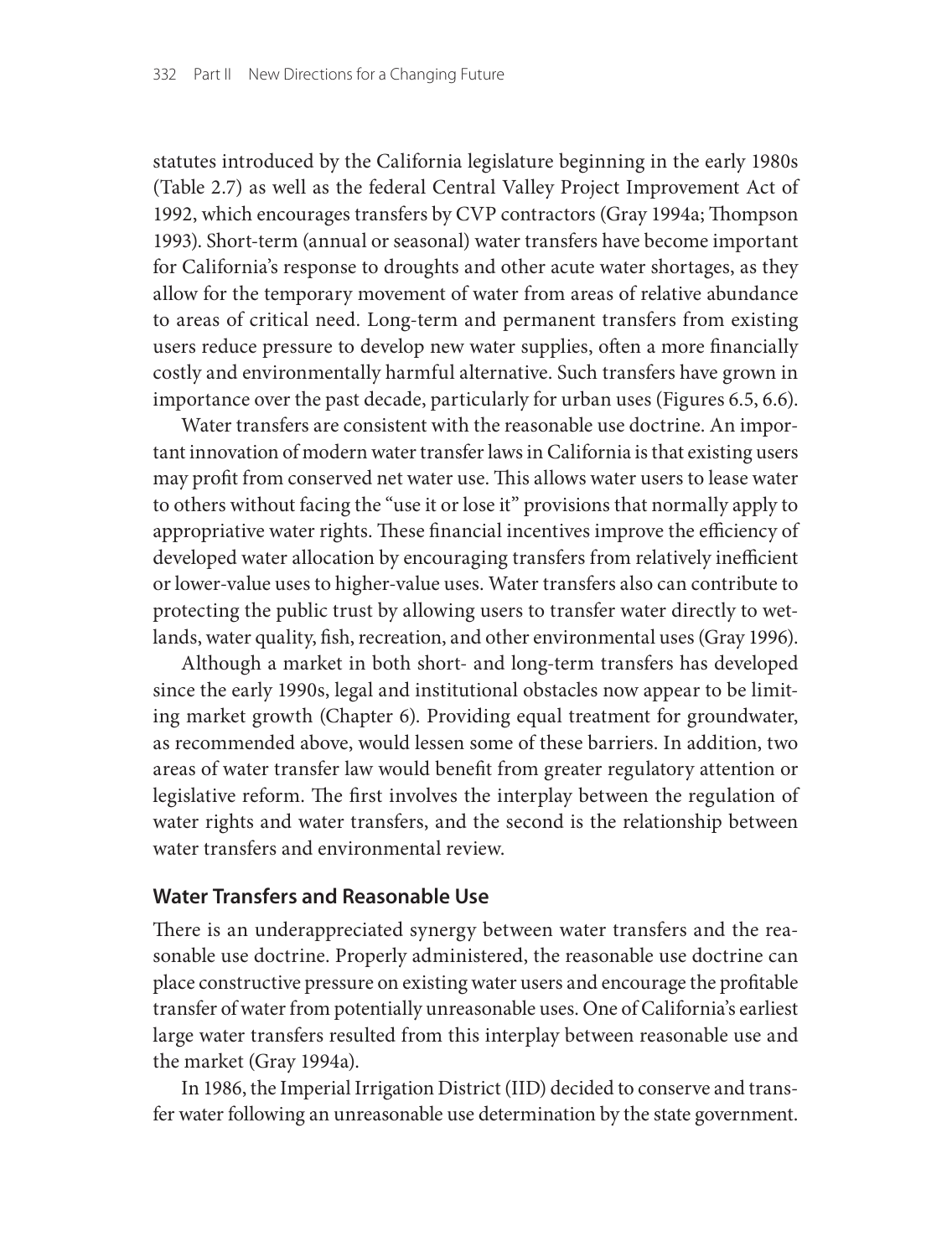statutes introduced by the California legislature beginning in the early 1980s (Table 2.7) as well as the federal Central Valley Project Improvement Act of 1992, which encourages transfers by CVP contractors (Gray 1994a; Thompson 1993). Short-term (annual or seasonal) water transfers have become important for California's response to droughts and other acute water shortages, as they allow for the temporary movement of water from areas of relative abundance to areas of critical need. Long-term and permanent transfers from existing users reduce pressure to develop new water supplies, often a more financially costly and environmentally harmful alternative. Such transfers have grown in importance over the past decade, particularly for urban uses (Figures 6.5, 6.6).

Water transfers are consistent with the reasonable use doctrine. An important innovation of modern water transfer laws in California is that existing users may profit from conserved net water use. This allows water users to lease water to others without facing the "use it or lose it" provisions that normally apply to appropriative water rights. These financial incentives improve the efficiency of developed water allocation by encouraging transfers from relatively inefficient or lower-value uses to higher-value uses. Water transfers also can contribute to protecting the public trust by allowing users to transfer water directly to wetlands, water quality, fish, recreation, and other environmental uses (Gray 1996).

Although a market in both short- and long-term transfers has developed since the early 1990s, legal and institutional obstacles now appear to be limiting market growth (Chapter 6). Providing equal treatment for groundwater, as recommended above, would lessen some of these barriers. In addition, two areas of water transfer law would benefit from greater regulatory attention or legislative reform. The first involves the interplay between the regulation of water rights and water transfers, and the second is the relationship between water transfers and environmental review.

### Water Transfers and Reasonable Use

There is an underappreciated synergy between water transfers and the reasonable use doctrine. Properly administered, the reasonable use doctrine can place constructive pressure on existing water users and encourage the profitable transfer of water from potentially unreasonable uses. One of California's earliest large water transfers resulted from this interplay between reasonable use and the market (Gray 1994a).

In 1986, the Imperial Irrigation District (IID) decided to conserve and transfer water following an unreasonable use determination by the state government.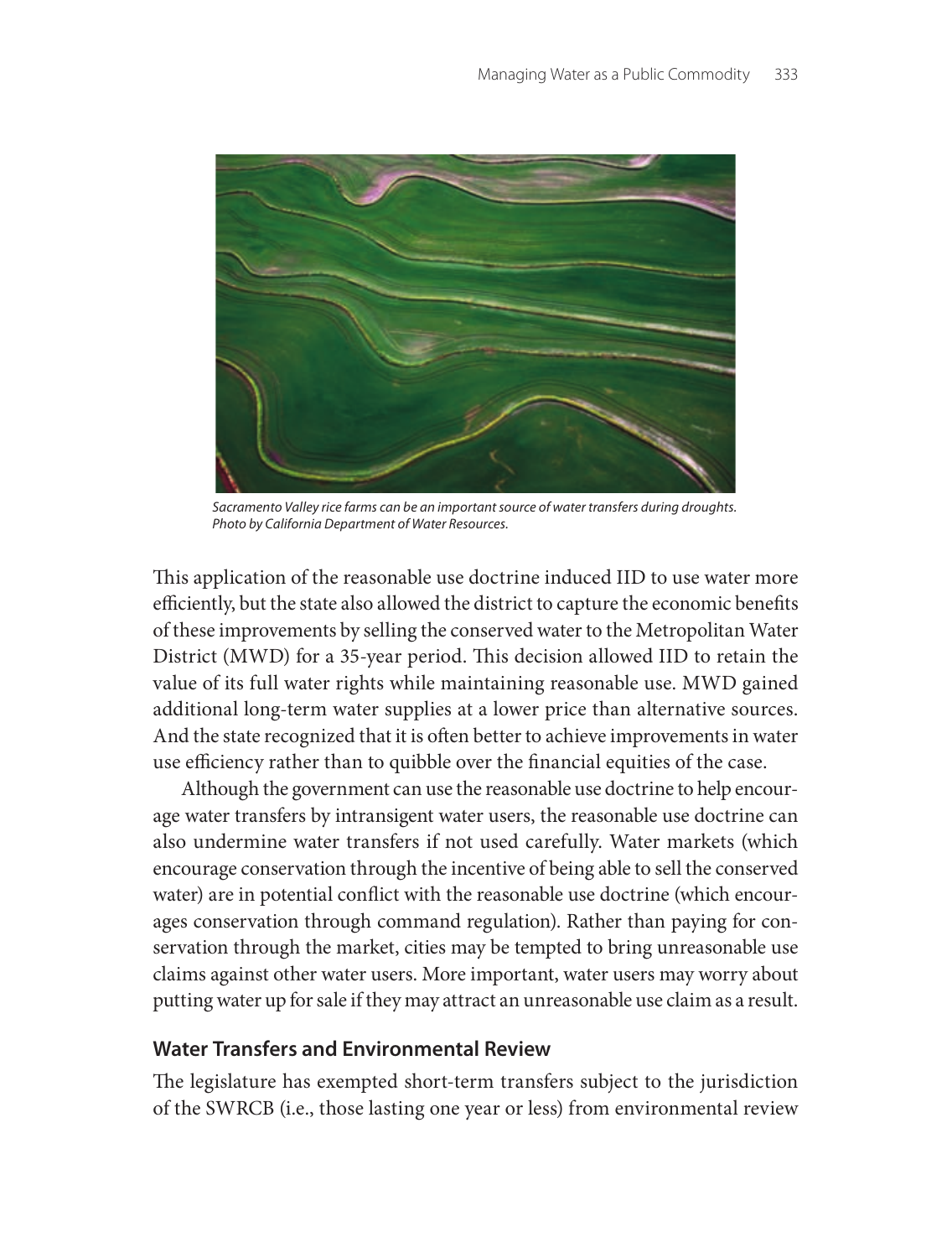*Sacramento Valley rice farms can be an important source of water transfers during droughts. Photo by California Department of Water Resources.*

This application of the reasonable use doctrine induced IID to use water more efficiently, but the state also allowed the district to capture the economic benefits of these improvements by selling the conserved water to the Metropolitan Water District (MWD) for a 35-year period. This decision allowed IID to retain the value of its full water rights while maintaining reasonable use. MWD gained additional long-term water supplies at a lower price than alternative sources. And the state recognized that it is often better to achieve improvements in water use efficiency rather than to quibble over the financial equities of the case.

Although the government can use the reasonable use doctrine to help encourage water transfers by intransigent water users, the reasonable use doctrine can also undermine water transfers if not used carefully. Water markets (which encourage conservation through the incentive of being able to sell the conserved water) are in potential conflict with the reasonable use doctrine (which encourages conservation through command regulation). Rather than paying for conservation through the market, cities may be tempted to bring unreasonable use claims against other water users. More important, water users may worry about putting water up for sale if they may attract an unreasonable use claim as a result.

## Water Transfers and Environmental Review

The legislature has exempted short-term transfers subject to the jurisdiction of the SWRCB (i.e., those lasting one year or less) from environmental review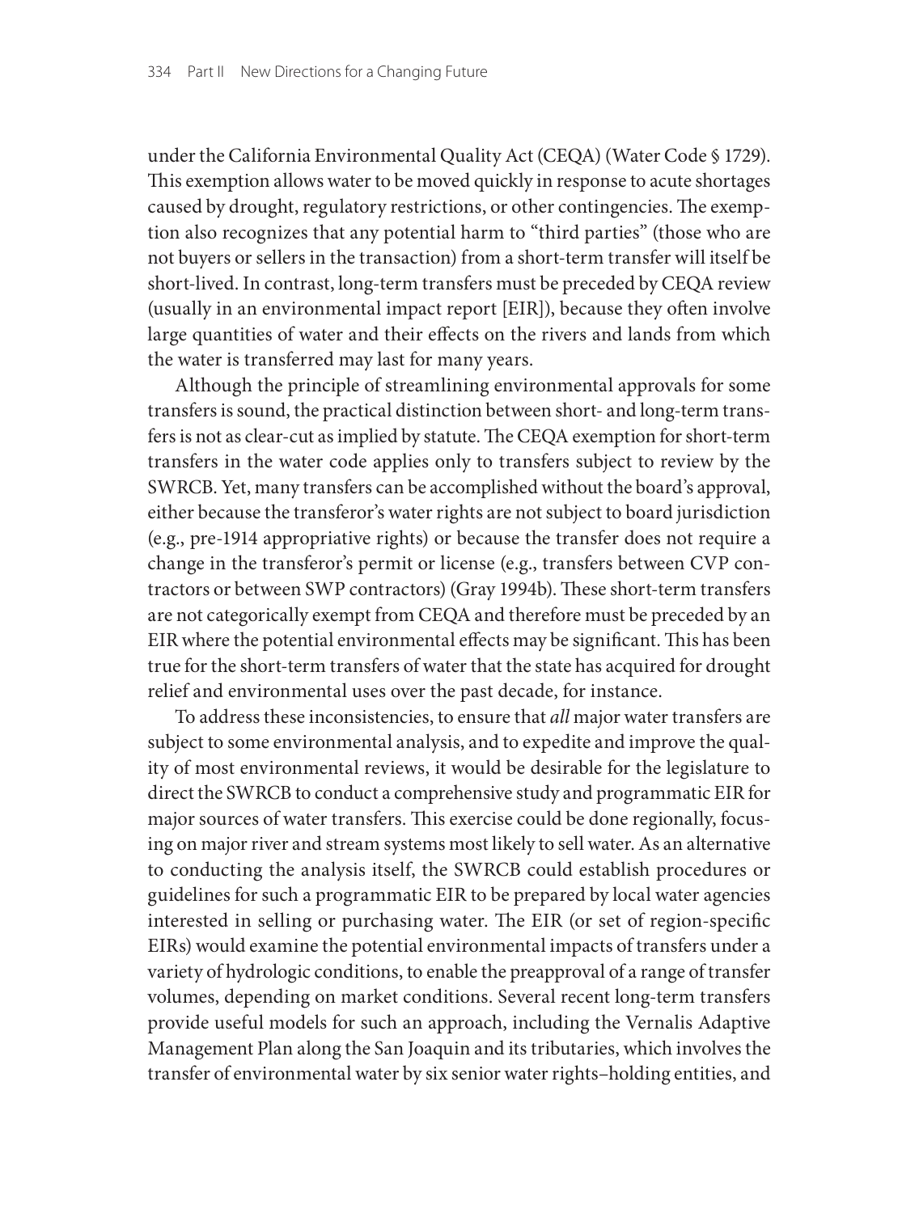under the California Environmental Quality Act (CEQA) (Water Code § 1729). This exemption allows water to be moved quickly in response to acute shortages caused by drought, regulatory restrictions, or other contingencies. The exemption also recognizes that any potential harm to "third parties" (those who are not buyers or sellers in the transaction) from a short-term transfer will itself be short-lived. In contrast, long-term transfers must be preceded by CEQA review (usually in an environmental impact report [EIR]), because they often involve large quantities of water and their effects on the rivers and lands from which the water is transferred may last for many years.

Although the principle of streamlining environmental approvals for some transfers is sound, the practical distinction between short- and long-term transfers is not as clear-cut as implied by statute. The CEQA exemption for short-term transfers in the water code applies only to transfers subject to review by the SWRCB. Yet, many transfers can be accomplished without the board's approval, either because the transferor's water rights are not subject to board jurisdiction (e.g., pre-1914 appropriative rights) or because the transfer does not require a change in the transferor's permit or license (e.g., transfers between CVP contractors or between SWP contractors) (Gray 1994b). These short-term transfers are not categorically exempt from CEQA and therefore must be preceded by an EIR where the potential environmental effects may be significant. This has been true for the short-term transfers of water that the state has acquired for drought relief and environmental uses over the past decade, for instance.

To address these inconsistencies, to ensure that *all* major water transfers are subject to some environmental analysis, and to expedite and improve the quality of most environmental reviews, it would be desirable for the legislature to direct the SWRCB to conduct a comprehensive study and programmatic EIR for major sources of water transfers. This exercise could be done regionally, focusing on major river and stream systems most likely to sell water. As an alternative to conducting the analysis itself, the SWRCB could establish procedures or guidelines for such a programmatic EIR to be prepared by local water agencies interested in selling or purchasing water. The EIR (or set of region-specific EIRs) would examine the potential environmental impacts of transfers under a variety of hydrologic conditions, to enable the preapproval of a range of transfer volumes, depending on market conditions. Several recent long-term transfers provide useful models for such an approach, including the Vernalis Adaptive Management Plan along the San Joaquin and its tributaries, which involves the transfer of environmental water by six senior water rights–holding entities, and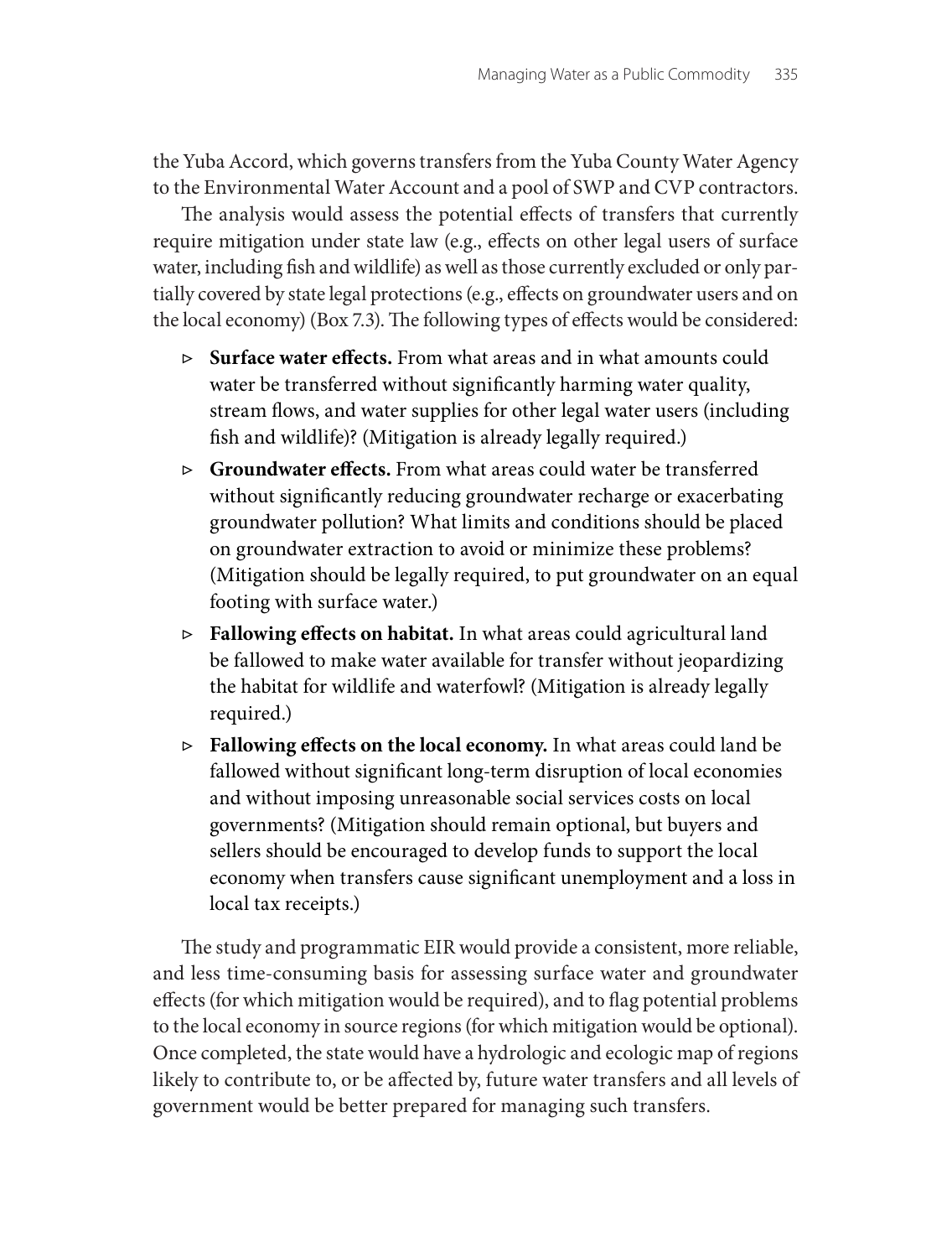the Yuba Accord, which governs transfers from the Yuba County Water Agency to the Environmental Water Account and a pool of SWP and CVP contractors.

The analysis would assess the potential effects of transfers that currently require mitigation under state law (e.g., effects on other legal users of surface water, including fish and wildlife) as well as those currently excluded or only partially covered by state legal protections (e.g., effects on groundwater users and on the local economy) (Box 7.3). The following types of effects would be considered:

- **Surface water effects.** From what areas and in what amounts could water be transferred without significantly harming water quality, stream flows, and water supplies for other legal water users (including fish and wildlife)? (Mitigation is already legally required.)
- **Groundwater effects.** From what areas could water be transferred without significantly reducing groundwater recharge or exacerbating groundwater pollution? What limits and conditions should be placed on groundwater extraction to avoid or minimize these problems? (Mitigation should be legally required, to put groundwater on an equal footing with surface water.)
- **Fallowing effects on habitat.** In what areas could agricultural land be fallowed to make water available for transfer without jeopardizing the habitat for wildlife and waterfowl? (Mitigation is already legally required.)
- **Fallowing effects on the local economy.** In what areas could land be fallowed without significant long-term disruption of local economies and without imposing unreasonable social services costs on local governments? (Mitigation should remain optional, but buyers and sellers should be encouraged to develop funds to support the local economy when transfers cause significant unemployment and a loss in local tax receipts.)

The study and programmatic EIR would provide a consistent, more reliable, and less time-consuming basis for assessing surface water and groundwater effects (for which mitigation would be required), and to flag potential problems to the local economy in source regions (for which mitigation would be optional). Once completed, the state would have a hydrologic and ecologic map of regions likely to contribute to, or be affected by, future water transfers and all levels of government would be better prepared for managing such transfers.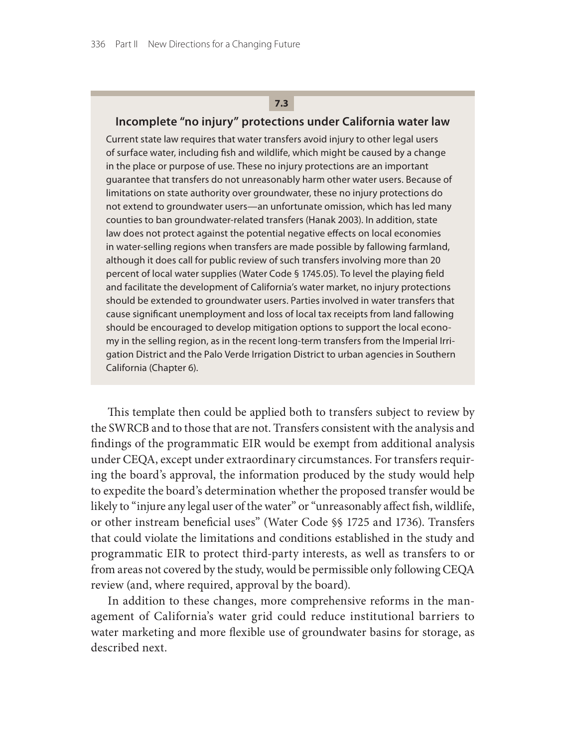**7.3**

### Incomplete "no injury" protections under California water law

Current state law requires that water transfers avoid injury to other legal users of surface water, including fish and wildlife, which might be caused by a change in the place or purpose of use. These no injury protections are an important guarantee that transfers do not unreasonably harm other water users. Because of limitations on state authority over groundwater, these no injury protections do not extend to groundwater users—an unfortunate omission, which has led many counties to ban groundwater-related transfers (Hanak 2003). In addition, state law does not protect against the potential negative effects on local economies in water-selling regions when transfers are made possible by fallowing farmland, although it does call for public review of such transfers involving more than 20 percent of local water supplies (Water Code § 1745.05). To level the playing field and facilitate the development of California's water market, no injury protections should be extended to groundwater users. Parties involved in water transfers that cause significant unemployment and loss of local tax receipts from land fallowing should be encouraged to develop mitigation options to support the local economy in the selling region, as in the recent long-term transfers from the Imperial Irrigation District and the Palo Verde Irrigation District to urban agencies in Southern California (Chapter 6).

This template then could be applied both to transfers subject to review by the SWRCB and to those that are not. Transfers consistent with the analysis and findings of the programmatic EIR would be exempt from additional analysis under CEQA, except under extraordinary circumstances. For transfers requiring the board's approval, the information produced by the study would help to expedite the board's determination whether the proposed transfer would be likely to "injure any legal user of the water" or "unreasonably affect fish, wildlife, or other instream beneficial uses" (Water Code §§ 1725 and 1736). Transfers that could violate the limitations and conditions established in the study and programmatic EIR to protect third-party interests, as well as transfers to or from areas not covered by the study, would be permissible only following CEQA review (and, where required, approval by the board).

In addition to these changes, more comprehensive reforms in the management of California's water grid could reduce institutional barriers to water marketing and more flexible use of groundwater basins for storage, as described next.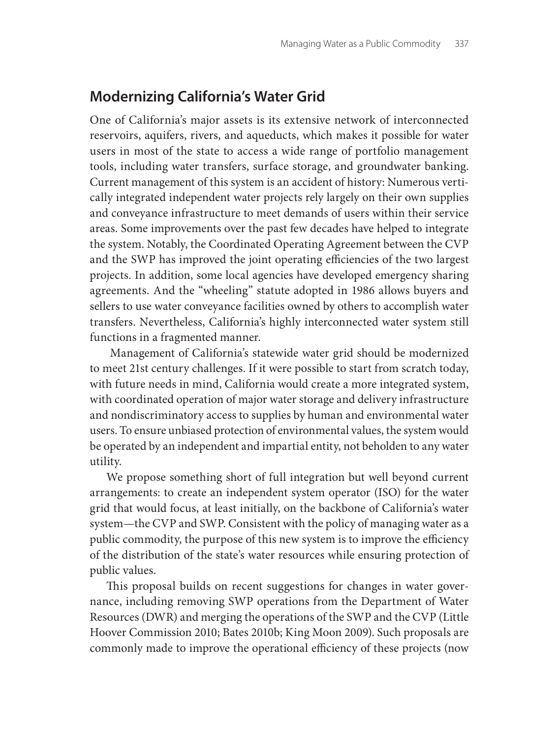## Modernizing California's Water Grid

One of California's major assets is its extensive network of interconnected reservoirs, aquifers, rivers, and aqueducts, which makes it possible for water users in most of the state to access a wide range of portfolio management tools, including water transfers, surface storage, and groundwater banking. Current management of this system is an accident of history: Numerous vertically integrated independent water projects rely largely on their own supplies and conveyance infrastructure to meet demands of users within their service areas. Some improvements over the past few decades have helped to integrate the system. Notably, the Coordinated Operating Agreement between the CVP and the SWP has improved the joint operating efficiencies of the two largest projects. In addition, some local agencies have developed emergency sharing agreements. And the "wheeling" statute adopted in 1986 allows buyers and sellers to use water conveyance facilities owned by others to accomplish water transfers. Nevertheless, California's highly interconnected water system still functions in a fragmented manner.

Management of California's statewide water grid should be modernized to meet 21st century challenges. If it were possible to start from scratch today, with future needs in mind, California would create a more integrated system, with coordinated operation of major water storage and delivery infrastructure and nondiscriminatory access to supplies by human and environmental water users. To ensure unbiased protection of environmental values, the system would be operated by an independent and impartial entity, not beholden to any water utility.

We propose something short of full integration but well beyond current arrangements: to create an independent system operator (ISO) for the water grid that would focus, at least initially, on the backbone of California's water system—the CVP and SWP. Consistent with the policy of managing water as a public commodity, the purpose of this new system is to improve the efficiency of the distribution of the state's water resources while ensuring protection of public values.

This proposal builds on recent suggestions for changes in water governance, including removing SWP operations from the Department of Water Resources (DWR) and merging the operations of the SWP and the CVP (Little Hoover Commission 2010; Bates 2010b; King Moon 2009). Such proposals are commonly made to improve the operational efficiency of these projects (now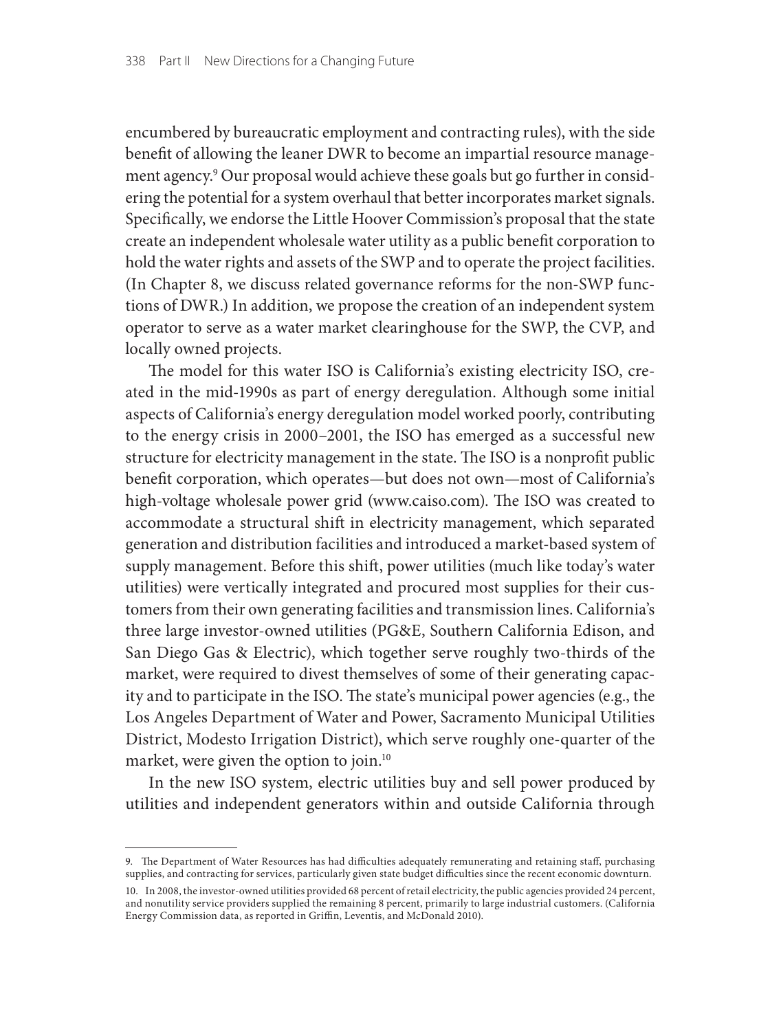encumbered by bureaucratic employment and contracting rules), with the side benefit of allowing the leaner DWR to become an impartial resource management agency.[9] Our proposal would achieve these goals but go further in considering the potential for a system overhaul that better incorporates market signals. Specifically, we endorse the Little Hoover Commission's proposal that the state create an independent wholesale water utility as a public benefit corporation to hold the water rights and assets of the SWP and to operate the project facilities. (In Chapter 8, we discuss related governance reforms for the non-SWP functions of DWR.) In addition, we propose the creation of an independent system operator to serve as a water market clearinghouse for the SWP, the CVP, and locally owned projects.

The model for this water ISO is California's existing electricity ISO, created in the mid-1990s as part of energy deregulation. Although some initial aspects of California's energy deregulation model worked poorly, contributing to the energy crisis in 2000–2001, the ISO has emerged as a successful new structure for electricity management in the state. The ISO is a nonprofit public benefit corporation, which operates—but does not own—most of California's high-voltage wholesale power grid (www.caiso.com). The ISO was created to accommodate a structural shift in electricity management, which separated generation and distribution facilities and introduced a market-based system of supply management. Before this shift, power utilities (much like today's water utilities) were vertically integrated and procured most supplies for their customers from their own generating facilities and transmission lines. California's three large investor-owned utilities (PG&E, Southern California Edison, and San Diego Gas & Electric), which together serve roughly two-thirds of the market, were required to divest themselves of some of their generating capacity and to participate in the ISO. The state's municipal power agencies (e.g., the Los Angeles Department of Water and Power, Sacramento Municipal Utilities District, Modesto Irrigation District), which serve roughly one-quarter of the market, were given the option to join.[10]

In the new ISO system, electric utilities buy and sell power produced by utilities and independent generators within and outside California through

---

9. The Department of Water Resources has had difficulties adequately remunerating and retaining staff, purchasing supplies, and contracting for services, particularly given state budget difficulties since the recent economic downturn.

10. In 2008, the investor-owned utilities provided 68 percent of retail electricity, the public agencies provided 24 percent, and nonutility service providers supplied the remaining 8 percent, primarily to large industrial customers. (California Energy Commission data, as reported in Griffin, Leventis, and McDonald 2010).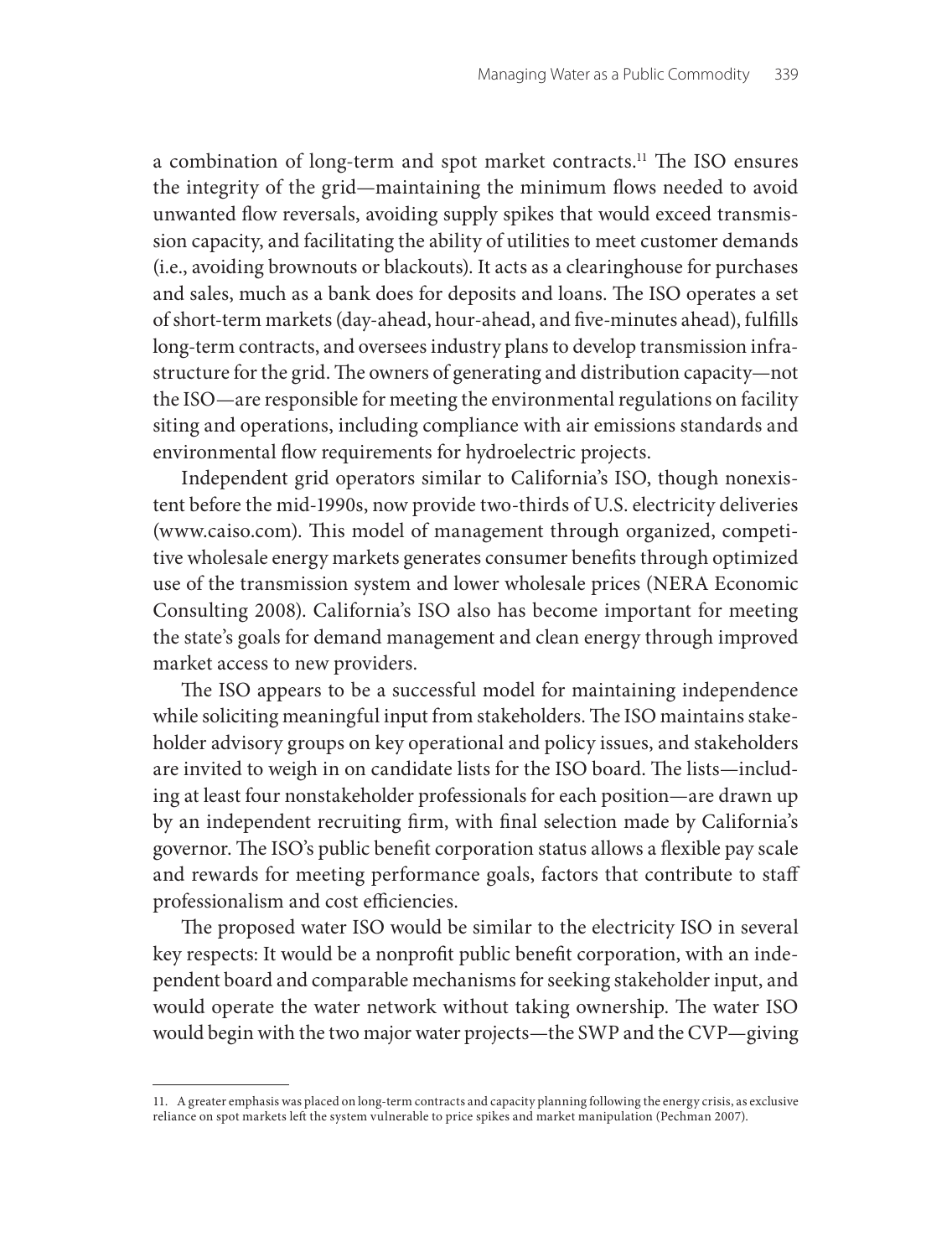a combination of long-term and spot market contracts.[11] The ISO ensures the integrity of the grid—maintaining the minimum flows needed to avoid unwanted flow reversals, avoiding supply spikes that would exceed transmission capacity, and facilitating the ability of utilities to meet customer demands (i.e., avoiding brownouts or blackouts). It acts as a clearinghouse for purchases and sales, much as a bank does for deposits and loans. The ISO operates a set of short-term markets (day-ahead, hour-ahead, and five-minutes ahead), fulfills long-term contracts, and oversees industry plans to develop transmission infrastructure for the grid. The owners of generating and distribution capacity—not the ISO—are responsible for meeting the environmental regulations on facility siting and operations, including compliance with air emissions standards and environmental flow requirements for hydroelectric projects.

Independent grid operators similar to California's ISO, though nonexistent before the mid-1990s, now provide two-thirds of U.S. electricity deliveries (www.caiso.com). This model of management through organized, competitive wholesale energy markets generates consumer benefits through optimized use of the transmission system and lower wholesale prices (NERA Economic Consulting 2008). California's ISO also has become important for meeting the state's goals for demand management and clean energy through improved market access to new providers.

The ISO appears to be a successful model for maintaining independence while soliciting meaningful input from stakeholders. The ISO maintains stakeholder advisory groups on key operational and policy issues, and stakeholders are invited to weigh in on candidate lists for the ISO board. The lists—including at least four nonstakeholder professionals for each position—are drawn up by an independent recruiting firm, with final selection made by California's governor. The ISO's public benefit corporation status allows a flexible pay scale and rewards for meeting performance goals, factors that contribute to staff professionalism and cost efficiencies.

The proposed water ISO would be similar to the electricity ISO in several key respects: It would be a nonprofit public benefit corporation, with an independent board and comparable mechanisms for seeking stakeholder input, and would operate the water network without taking ownership. The water ISO would begin with the two major water projects—the SWP and the CVP—giving

---

11. A greater emphasis was placed on long-term contracts and capacity planning following the energy crisis, as exclusive reliance on spot markets left the system vulnerable to price spikes and market manipulation (Pechman 2007).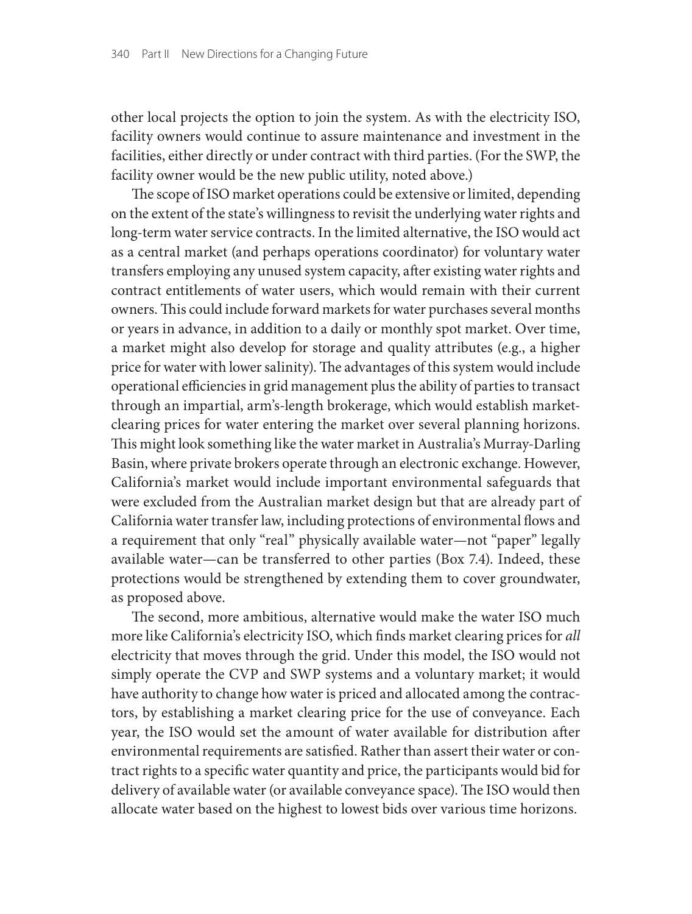other local projects the option to join the system. As with the electricity ISO, facility owners would continue to assure maintenance and investment in the facilities, either directly or under contract with third parties. (For the SWP, the facility owner would be the new public utility, noted above.)

The scope of ISO market operations could be extensive or limited, depending on the extent of the state's willingness to revisit the underlying water rights and long-term water service contracts. In the limited alternative, the ISO would act as a central market (and perhaps operations coordinator) for voluntary water transfers employing any unused system capacity, after existing water rights and contract entitlements of water users, which would remain with their current owners. This could include forward markets for water purchases several months or years in advance, in addition to a daily or monthly spot market. Over time, a market might also develop for storage and quality attributes (e.g., a higher price for water with lower salinity). The advantages of this system would include operational efficiencies in grid management plus the ability of parties to transact through an impartial, arm's-length brokerage, which would establish market-clearing prices for water entering the market over several planning horizons. This might look something like the water market in Australia's Murray-Darling Basin, where private brokers operate through an electronic exchange. However, California's market would include important environmental safeguards that were excluded from the Australian market design but that are already part of California water transfer law, including protections of environmental flows and a requirement that only "real" physically available water—not "paper" legally available water—can be transferred to other parties (Box 7.4). Indeed, these protections would be strengthened by extending them to cover groundwater, as proposed above.

The second, more ambitious, alternative would make the water ISO much more like California's electricity ISO, which finds market clearing prices for *all* electricity that moves through the grid. Under this model, the ISO would not simply operate the CVP and SWP systems and a voluntary market; it would have authority to change how water is priced and allocated among the contractors, by establishing a market clearing price for the use of conveyance. Each year, the ISO would set the amount of water available for distribution after environmental requirements are satisfied. Rather than assert their water or contract rights to a specific water quantity and price, the participants would bid for delivery of available water (or available conveyance space). The ISO would then allocate water based on the highest to lowest bids over various time horizons.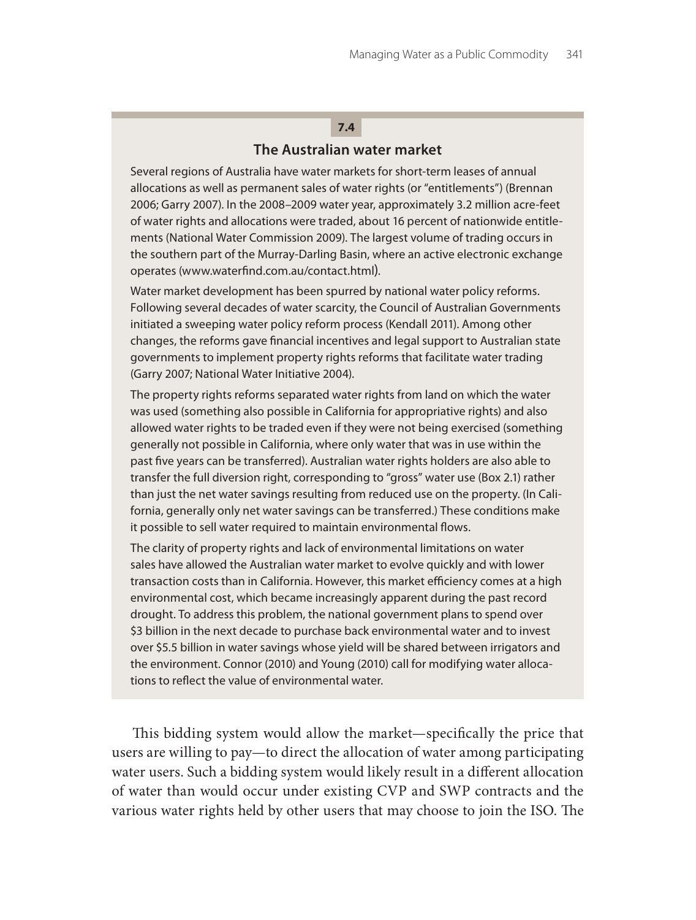**7.4**

### The Australian water market

Several regions of Australia have water markets for short-term leases of annual allocations as well as permanent sales of water rights (or "entitlements") (Brennan 2006; Garry 2007). In the 2008–2009 water year, approximately 3.2 million acre-feet of water rights and allocations were traded, about 16 percent of nationwide entitlements (National Water Commission 2009). The largest volume of trading occurs in the southern part of the Murray-Darling Basin, where an active electronic exchange operates (www.waterfind.com.au/contact.html).

Water market development has been spurred by national water policy reforms. Following several decades of water scarcity, the Council of Australian Governments initiated a sweeping water policy reform process (Kendall 2011). Among other changes, the reforms gave financial incentives and legal support to Australian state governments to implement property rights reforms that facilitate water trading (Garry 2007; National Water Initiative 2004).

The property rights reforms separated water rights from land on which the water was used (something also possible in California for appropriative rights) and also allowed water rights to be traded even if they were not being exercised (something generally not possible in California, where only water that was in use within the past five years can be transferred). Australian water rights holders are also able to transfer the full diversion right, corresponding to "gross" water use (Box 2.1) rather than just the net water savings resulting from reduced use on the property. (In California, generally only net water savings can be transferred.) These conditions make it possible to sell water required to maintain environmental flows.

The clarity of property rights and lack of environmental limitations on water sales have allowed the Australian water market to evolve quickly and with lower transaction costs than in California. However, this market efficiency comes at a high environmental cost, which became increasingly apparent during the past record drought. To address this problem, the national government plans to spend over $3 billion in the next decade to purchase back environmental water and to invest over $5.5 billion in water savings whose yield will be shared between irrigators and the environment. Connor (2010) and Young (2010) call for modifying water allocations to reflect the value of environmental water.

This bidding system would allow the market—specifically the price that users are willing to pay—to direct the allocation of water among participating water users. Such a bidding system would likely result in a different allocation of water than would occur under existing CVP and SWP contracts and the various water rights held by other users that may choose to join the ISO. The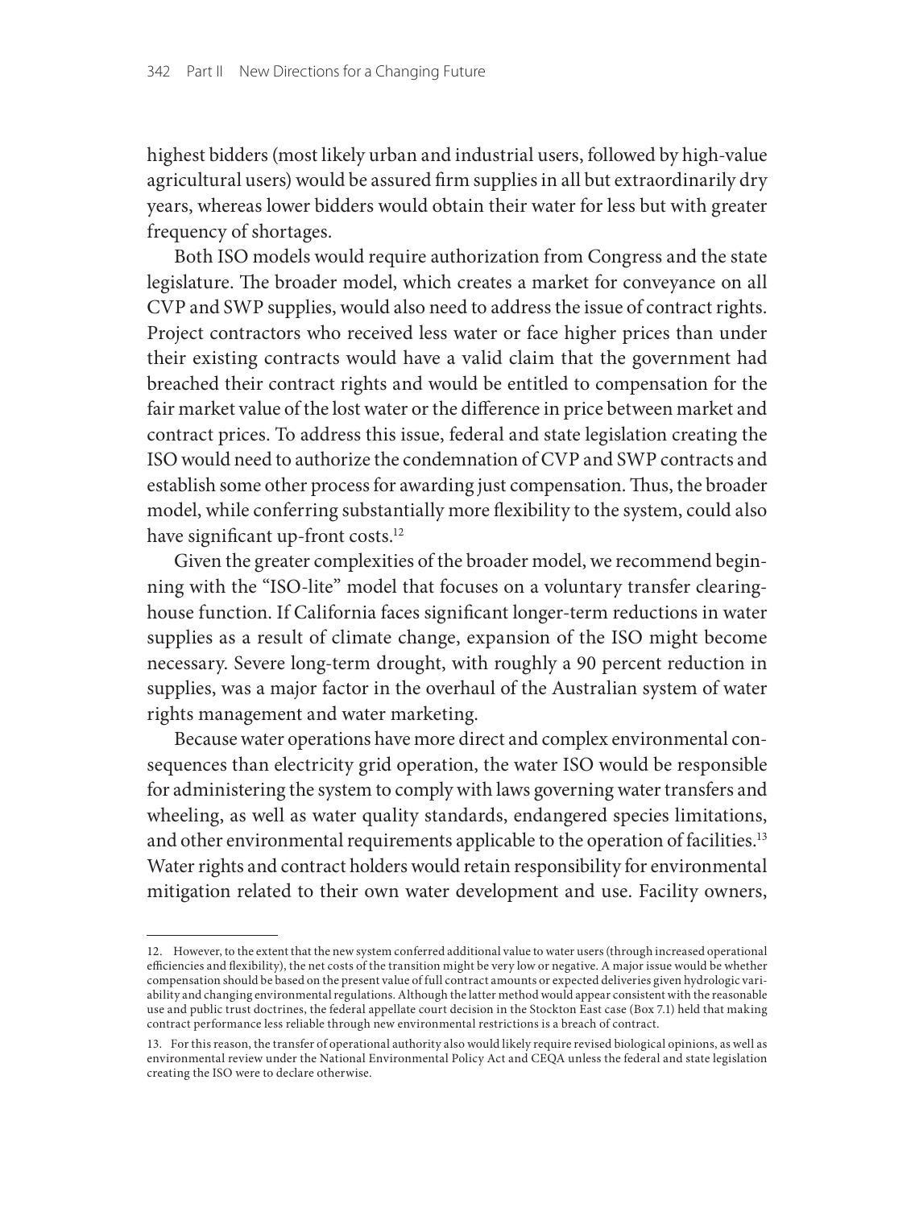highest bidders (most likely urban and industrial users, followed by high-value agricultural users) would be assured firm supplies in all but extraordinarily dry years, whereas lower bidders would obtain their water for less but with greater frequency of shortages.

Both ISO models would require authorization from Congress and the state legislature. The broader model, which creates a market for conveyance on all CVP and SWP supplies, would also need to address the issue of contract rights. Project contractors who received less water or face higher prices than under their existing contracts would have a valid claim that the government had breached their contract rights and would be entitled to compensation for the fair market value of the lost water or the difference in price between market and contract prices. To address this issue, federal and state legislation creating the ISO would need to authorize the condemnation of CVP and SWP contracts and establish some other process for awarding just compensation. Thus, the broader model, while conferring substantially more flexibility to the system, could also have significant up-front costs.[12]

Given the greater complexities of the broader model, we recommend beginning with the "ISO-lite" model that focuses on a voluntary transfer clearinghouse function. If California faces significant longer-term reductions in water supplies as a result of climate change, expansion of the ISO might become necessary. Severe long-term drought, with roughly a 90 percent reduction in supplies, was a major factor in the overhaul of the Australian system of water rights management and water marketing.

Because water operations have more direct and complex environmental consequences than electricity grid operation, the water ISO would be responsible for administering the system to comply with laws governing water transfers and wheeling, as well as water quality standards, endangered species limitations, and other environmental requirements applicable to the operation of facilities.[13] Water rights and contract holders would retain responsibility for environmental mitigation related to their own water development and use. Facility owners,

---

12. However, to the extent that the new system conferred additional value to water users (through increased operational efficiencies and flexibility), the net costs of the transition might be very low or negative. A major issue would be whether compensation should be based on the present value of full contract amounts or expected deliveries given hydrologic variability and changing environmental regulations. Although the latter method would appear consistent with the reasonable use and public trust doctrines, the federal appellate court decision in the Stockton East case (Box 7.1) held that making contract performance less reliable through new environmental restrictions is a breach of contract.

13. For this reason, the transfer of operational authority also would likely require revised biological opinions, as well as environmental review under the National Environmental Policy Act and CEQA unless the federal and state legislation creating the ISO were to declare otherwise.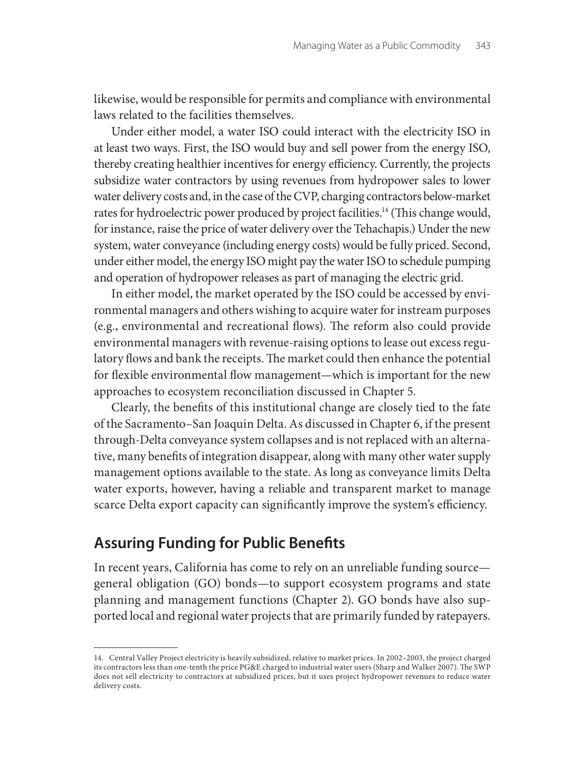likewise, would be responsible for permits and compliance with environmental laws related to the facilities themselves.

Under either model, a water ISO could interact with the electricity ISO in at least two ways. First, the ISO would buy and sell power from the energy ISO, thereby creating healthier incentives for energy efficiency. Currently, the projects subsidize water contractors by using revenues from hydropower sales to lower water delivery costs and, in the case of the CVP, charging contractors below-market rates for hydroelectric power produced by project facilities.[14] (This change would, for instance, raise the price of water delivery over the Tehachapis.) Under the new system, water conveyance (including energy costs) would be fully priced. Second, under either model, the energy ISO might pay the water ISO to schedule pumping and operation of hydropower releases as part of managing the electric grid.

In either model, the market operated by the ISO could be accessed by environmental managers and others wishing to acquire water for instream purposes (e.g., environmental and recreational flows). The reform also could provide environmental managers with revenue-raising options to lease out excess regulatory flows and bank the receipts. The market could then enhance the potential for flexible environmental flow management—which is important for the new approaches to ecosystem reconciliation discussed in Chapter 5.

Clearly, the benefits of this institutional change are closely tied to the fate of the Sacramento–San Joaquin Delta. As discussed in Chapter 6, if the present through-Delta conveyance system collapses and is not replaced with an alternative, many benefits of integration disappear, along with many other water supply management options available to the state. As long as conveyance limits Delta water exports, however, having a reliable and transparent market to manage scarce Delta export capacity can significantly improve the system's efficiency.

## Assuring Funding for Public Benefits

In recent years, California has come to rely on an unreliable funding source—general obligation (GO) bonds—to support ecosystem programs and state planning and management functions (Chapter 2). GO bonds have also supported local and regional water projects that are primarily funded by ratepayers.

---

14. Central Valley Project electricity is heavily subsidized, relative to market prices. In 2002–2003, the project charged its contractors less than one-tenth the price PG&E charged to industrial water users (Sharp and Walker 2007). The SWP does not sell electricity to contractors at subsidized prices, but it uses project hydropower revenues to reduce water delivery costs.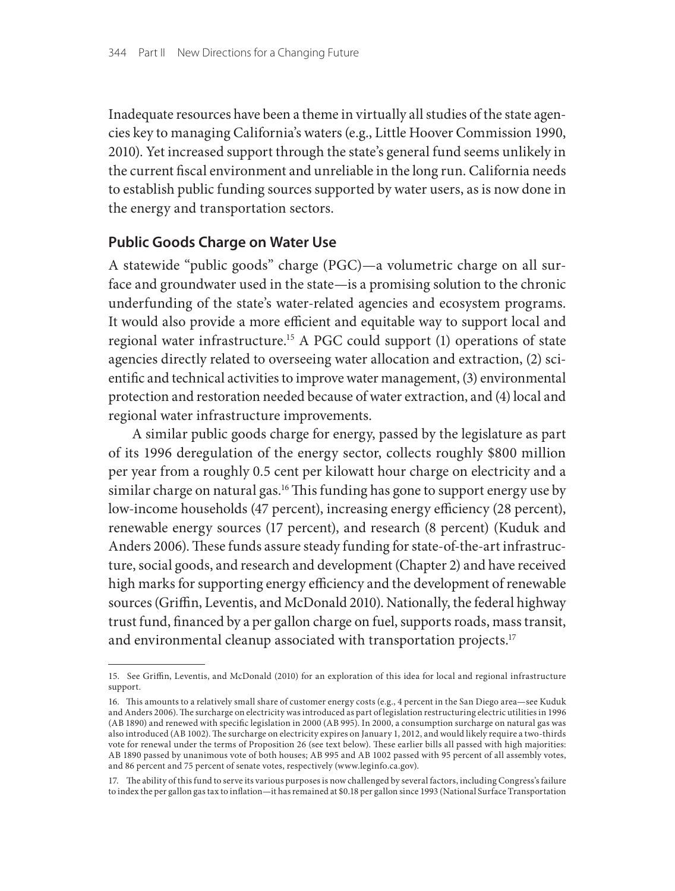Inadequate resources have been a theme in virtually all studies of the state agencies key to managing California's waters (e.g., Little Hoover Commission 1990, 2010). Yet increased support through the state's general fund seems unlikely in the current fiscal environment and unreliable in the long run. California needs to establish public funding sources supported by water users, as is now done in the energy and transportation sectors.

## Public Goods Charge on Water Use

A statewide "public goods" charge (PGC)—a volumetric charge on all surface and groundwater used in the state—is a promising solution to the chronic underfunding of the state's water-related agencies and ecosystem programs. It would also provide a more efficient and equitable way to support local and regional water infrastructure.[15] A PGC could support (1) operations of state agencies directly related to overseeing water allocation and extraction, (2) scientific and technical activities to improve water management, (3) environmental protection and restoration needed because of water extraction, and (4) local and regional water infrastructure improvements.

A similar public goods charge for energy, passed by the legislature as part of its 1996 deregulation of the energy sector, collects roughly \$800 million per year from a roughly 0.5 cent per kilowatt hour charge on electricity and a similar charge on natural gas.[16] This funding has gone to support energy use by low-income households (47 percent), increasing energy efficiency (28 percent), renewable energy sources (17 percent), and research (8 percent) (Kuduk and Anders 2006). These funds assure steady funding for state-of-the-art infrastructure, social goods, and research and development (Chapter 2) and have received high marks for supporting energy efficiency and the development of renewable sources (Griffin, Leventis, and McDonald 2010). Nationally, the federal highway trust fund, financed by a per gallon charge on fuel, supports roads, mass transit, and environmental cleanup associated with transportation projects.[17]

---

15. See Griffin, Leventis, and McDonald (2010) for an exploration of this idea for local and regional infrastructure support.

16. This amounts to a relatively small share of customer energy costs (e.g., 4 percent in the San Diego area—see Kuduk and Anders 2006). The surcharge on electricity was introduced as part of legislation restructuring electric utilities in 1996 (AB 1890) and renewed with specific legislation in 2000 (AB 995). In 2000, a consumption surcharge on natural gas was also introduced (AB 1002). The surcharge on electricity expires on January 1, 2012, and would likely require a two-thirds vote for renewal under the terms of Proposition 26 (see text below). These earlier bills all passed with high majorities: AB 1890 passed by unanimous vote of both houses; AB 995 and AB 1002 passed with 95 percent of all assembly votes, and 86 percent and 75 percent of senate votes, respectively (www.leginfo.ca.gov).

17. The ability of this fund to serve its various purposes is now challenged by several factors, including Congress's failure to index the per gallon gas tax to inflation—it has remained at \$0.18 per gallon since 1993 (National Surface Transportation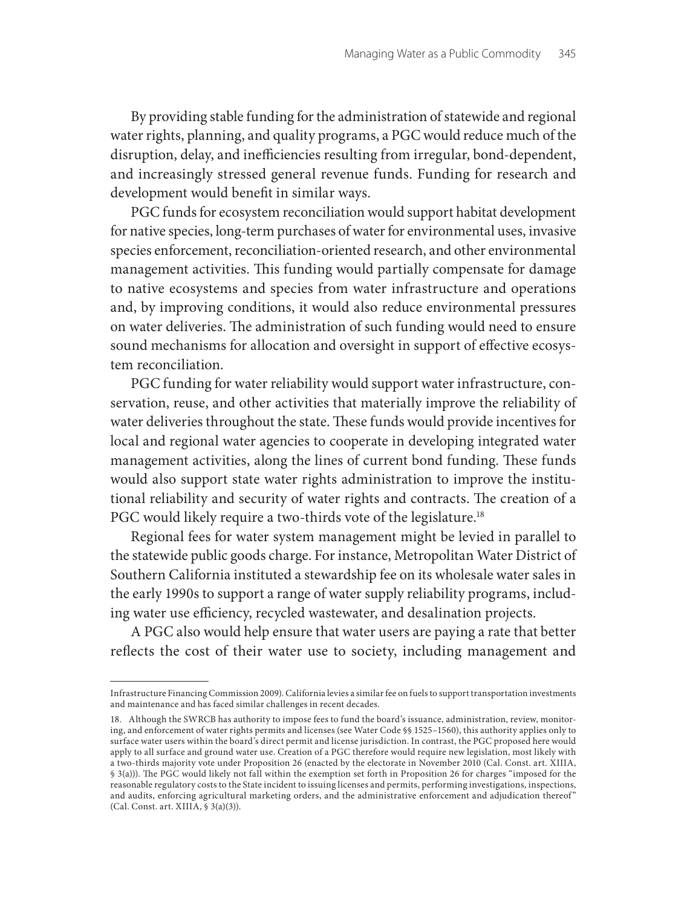By providing stable funding for the administration of statewide and regional water rights, planning, and quality programs, a PGC would reduce much of the disruption, delay, and inefficiencies resulting from irregular, bond-dependent, and increasingly stressed general revenue funds. Funding for research and development would benefit in similar ways.

PGC funds for ecosystem reconciliation would support habitat development for native species, long-term purchases of water for environmental uses, invasive species enforcement, reconciliation-oriented research, and other environmental management activities. This funding would partially compensate for damage to native ecosystems and species from water infrastructure and operations and, by improving conditions, it would also reduce environmental pressures on water deliveries. The administration of such funding would need to ensure sound mechanisms for allocation and oversight in support of effective ecosystem reconciliation.

PGC funding for water reliability would support water infrastructure, conservation, reuse, and other activities that materially improve the reliability of water deliveries throughout the state. These funds would provide incentives for local and regional water agencies to cooperate in developing integrated water management activities, along the lines of current bond funding. These funds would also support state water rights administration to improve the institutional reliability and security of water rights and contracts. The creation of a PGC would likely require a two-thirds vote of the legislature.[18]

Regional fees for water system management might be levied in parallel to the statewide public goods charge. For instance, Metropolitan Water District of Southern California instituted a stewardship fee on its wholesale water sales in the early 1990s to support a range of water supply reliability programs, including water use efficiency, recycled wastewater, and desalination projects.

A PGC also would help ensure that water users are paying a rate that better reflects the cost of their water use to society, including management and

---

Infrastructure Financing Commission 2009). California levies a similar fee on fuels to support transportation investments and maintenance and has faced similar challenges in recent decades.

18. Although the SWRCB has authority to impose fees to fund the board's issuance, administration, review, monitoring, and enforcement of water rights permits and licenses (see Water Code §§ 1525–1560), this authority applies only to surface water users within the board's direct permit and license jurisdiction. In contrast, the PGC proposed here would apply to all surface and ground water use. Creation of a PGC therefore would require new legislation, most likely with a two-thirds majority vote under Proposition 26 (enacted by the electorate in November 2010 (Cal. Const. art. XIIIA, § 3(a))). The PGC would likely not fall within the exemption set forth in Proposition 26 for charges "imposed for the reasonable regulatory costs to the State incident to issuing licenses and permits, performing investigations, inspections, and audits, enforcing agricultural marketing orders, and the administrative enforcement and adjudication thereof" (Cal. Const. art. XIIIA, § 3(a)(3)).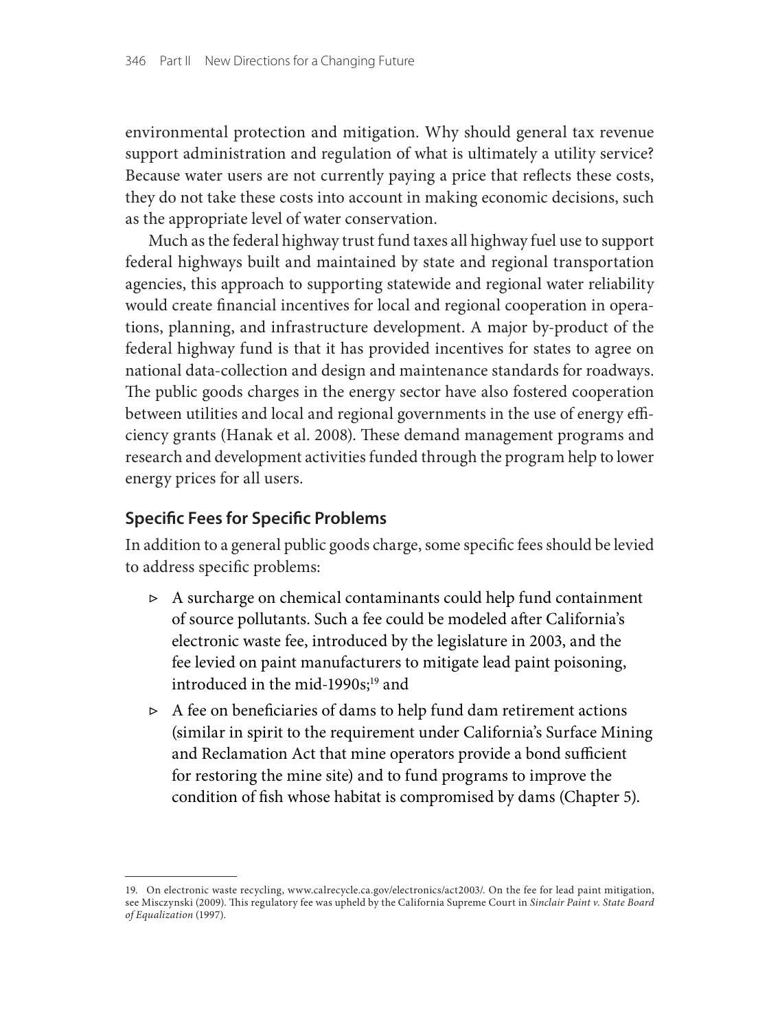environmental protection and mitigation. Why should general tax revenue support administration and regulation of what is ultimately a utility service? Because water users are not currently paying a price that reflects these costs, they do not take these costs into account in making economic decisions, such as the appropriate level of water conservation.

Much as the federal highway trust fund taxes all highway fuel use to support federal highways built and maintained by state and regional transportation agencies, this approach to supporting statewide and regional water reliability would create financial incentives for local and regional cooperation in operations, planning, and infrastructure development. A major by-product of the federal highway fund is that it has provided incentives for states to agree on national data-collection and design and maintenance standards for roadways. The public goods charges in the energy sector have also fostered cooperation between utilities and local and regional governments in the use of energy efficiency grants (Hanak et al. 2008). These demand management programs and research and development activities funded through the program help to lower energy prices for all users.

## Specific Fees for Specific Problems

In addition to a general public goods charge, some specific fees should be levied to address specific problems:

- A surcharge on chemical contaminants could help fund containment of source pollutants. Such a fee could be modeled after California's electronic waste fee, introduced by the legislature in 2003, and the fee levied on paint manufacturers to mitigate lead paint poisoning, introduced in the mid-1990s;[19] and
- A fee on beneficiaries of dams to help fund dam retirement actions (similar in spirit to the requirement under California's Surface Mining and Reclamation Act that mine operators provide a bond sufficient for restoring the mine site) and to fund programs to improve the condition of fish whose habitat is compromised by dams (Chapter 5).

19. On electronic waste recycling, www.calrecycle.ca.gov/electronics/act2003/. On the fee for lead paint mitigation, see Misczynski (2009). This regulatory fee was upheld by the California Supreme Court in *Sinclair Paint v. State Board of Equalization* (1997).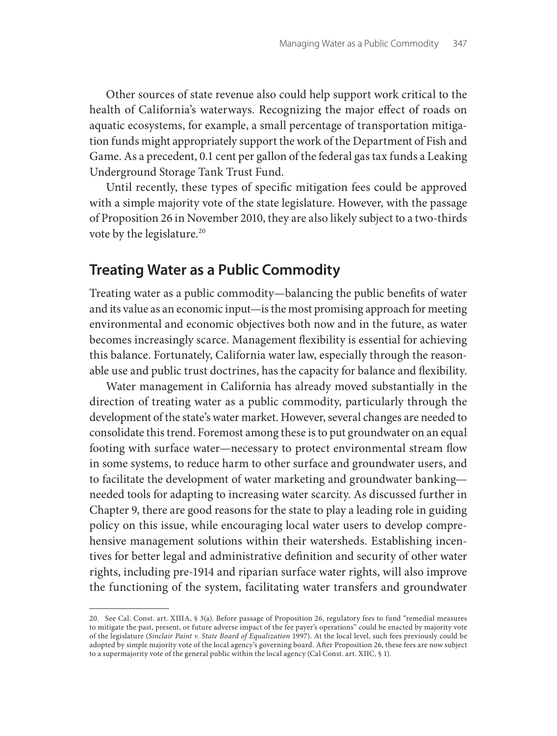Other sources of state revenue also could help support work critical to the health of California's waterways. Recognizing the major effect of roads on aquatic ecosystems, for example, a small percentage of transportation mitigation funds might appropriately support the work of the Department of Fish and Game. As a precedent, 0.1 cent per gallon of the federal gas tax funds a Leaking Underground Storage Tank Trust Fund.

Until recently, these types of specific mitigation fees could be approved with a simple majority vote of the state legislature. However, with the passage of Proposition 26 in November 2010, they are also likely subject to a two-thirds vote by the legislature.[20]

## Treating Water as a Public Commodity

Treating water as a public commodity—balancing the public benefits of water and its value as an economic input—is the most promising approach for meeting environmental and economic objectives both now and in the future, as water becomes increasingly scarce. Management flexibility is essential for achieving this balance. Fortunately, California water law, especially through the reasonable use and public trust doctrines, has the capacity for balance and flexibility.

Water management in California has already moved substantially in the direction of treating water as a public commodity, particularly through the development of the state's water market. However, several changes are needed to consolidate this trend. Foremost among these is to put groundwater on an equal footing with surface water—necessary to protect environmental stream flow in some systems, to reduce harm to other surface and groundwater users, and to facilitate the development of water marketing and groundwater banking—needed tools for adapting to increasing water scarcity. As discussed further in Chapter 9, there are good reasons for the state to play a leading role in guiding policy on this issue, while encouraging local water users to develop comprehensive management solutions within their watersheds. Establishing incentives for better legal and administrative definition and security of other water rights, including pre-1914 and riparian surface water rights, will also improve the functioning of the system, facilitating water transfers and groundwater

---

20. See Cal. Const. art. XIIIA, § 3(a). Before passage of Proposition 26, regulatory fees to fund "remedial measures to mitigate the past, present, or future adverse impact of the fee payer's operations" could be enacted by majority vote of the legislature (*Sinclair Paint v. State Board of Equalization* 1997). At the local level, such fees previously could be adopted by simple majority vote of the local agency's governing board. After Proposition 26, these fees are now subject to a supermajority vote of the general public within the local agency (Cal Const. art. XIIC, § 1).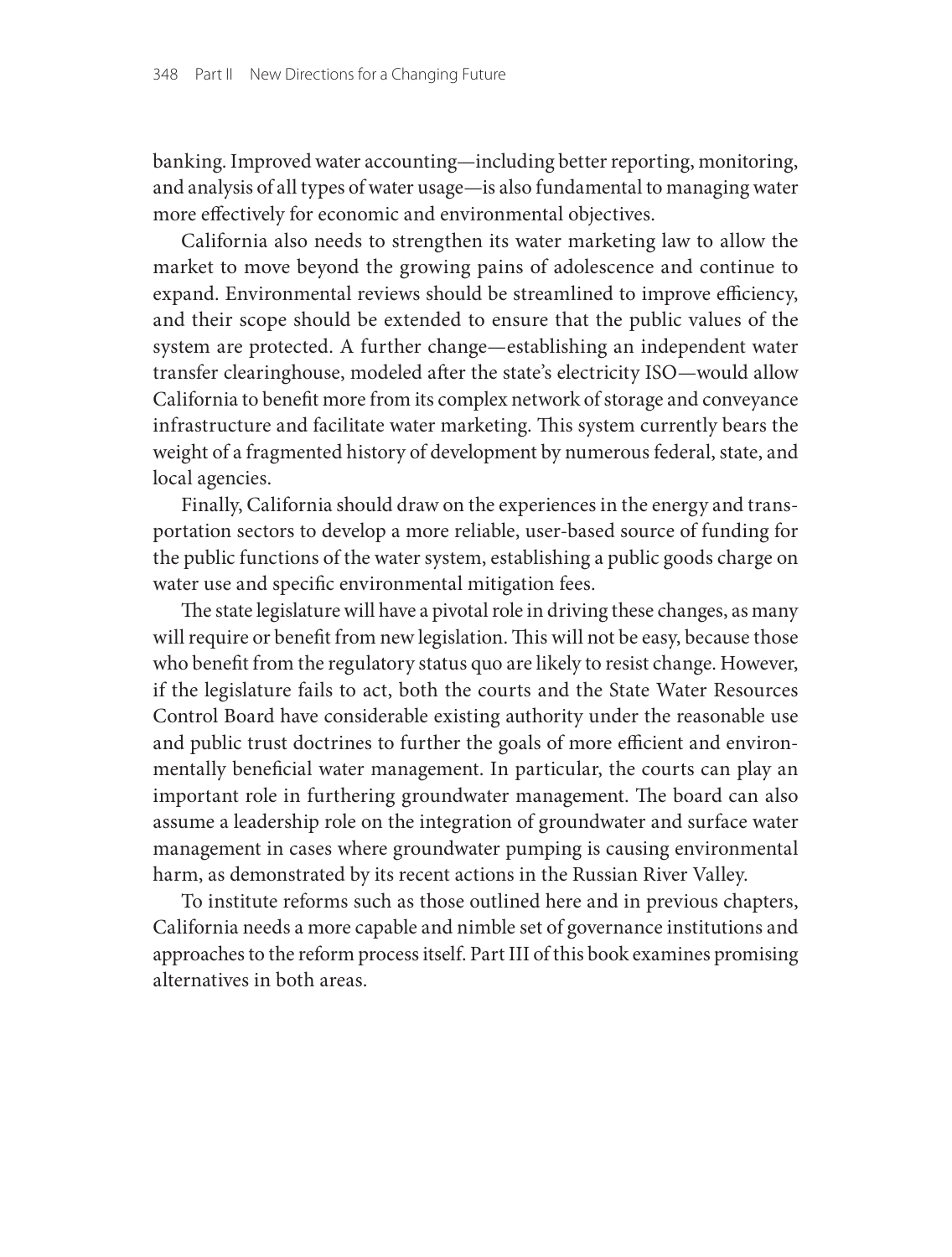banking. Improved water accounting—including better reporting, monitoring, and analysis of all types of water usage—is also fundamental to managing water more effectively for economic and environmental objectives.

California also needs to strengthen its water marketing law to allow the market to move beyond the growing pains of adolescence and continue to expand. Environmental reviews should be streamlined to improve efficiency, and their scope should be extended to ensure that the public values of the system are protected. A further change—establishing an independent water transfer clearinghouse, modeled after the state's electricity ISO—would allow California to benefit more from its complex network of storage and conveyance infrastructure and facilitate water marketing. This system currently bears the weight of a fragmented history of development by numerous federal, state, and local agencies.

Finally, California should draw on the experiences in the energy and transportation sectors to develop a more reliable, user-based source of funding for the public functions of the water system, establishing a public goods charge on water use and specific environmental mitigation fees.

The state legislature will have a pivotal role in driving these changes, as many will require or benefit from new legislation. This will not be easy, because those who benefit from the regulatory status quo are likely to resist change. However, if the legislature fails to act, both the courts and the State Water Resources Control Board have considerable existing authority under the reasonable use and public trust doctrines to further the goals of more efficient and environmentally beneficial water management. In particular, the courts can play an important role in furthering groundwater management. The board can also assume a leadership role on the integration of groundwater and surface water management in cases where groundwater pumping is causing environmental harm, as demonstrated by its recent actions in the Russian River Valley.

To institute reforms such as those outlined here and in previous chapters, California needs a more capable and nimble set of governance institutions and approaches to the reform process itself. Part III of this book examines promising alternatives in both areas.